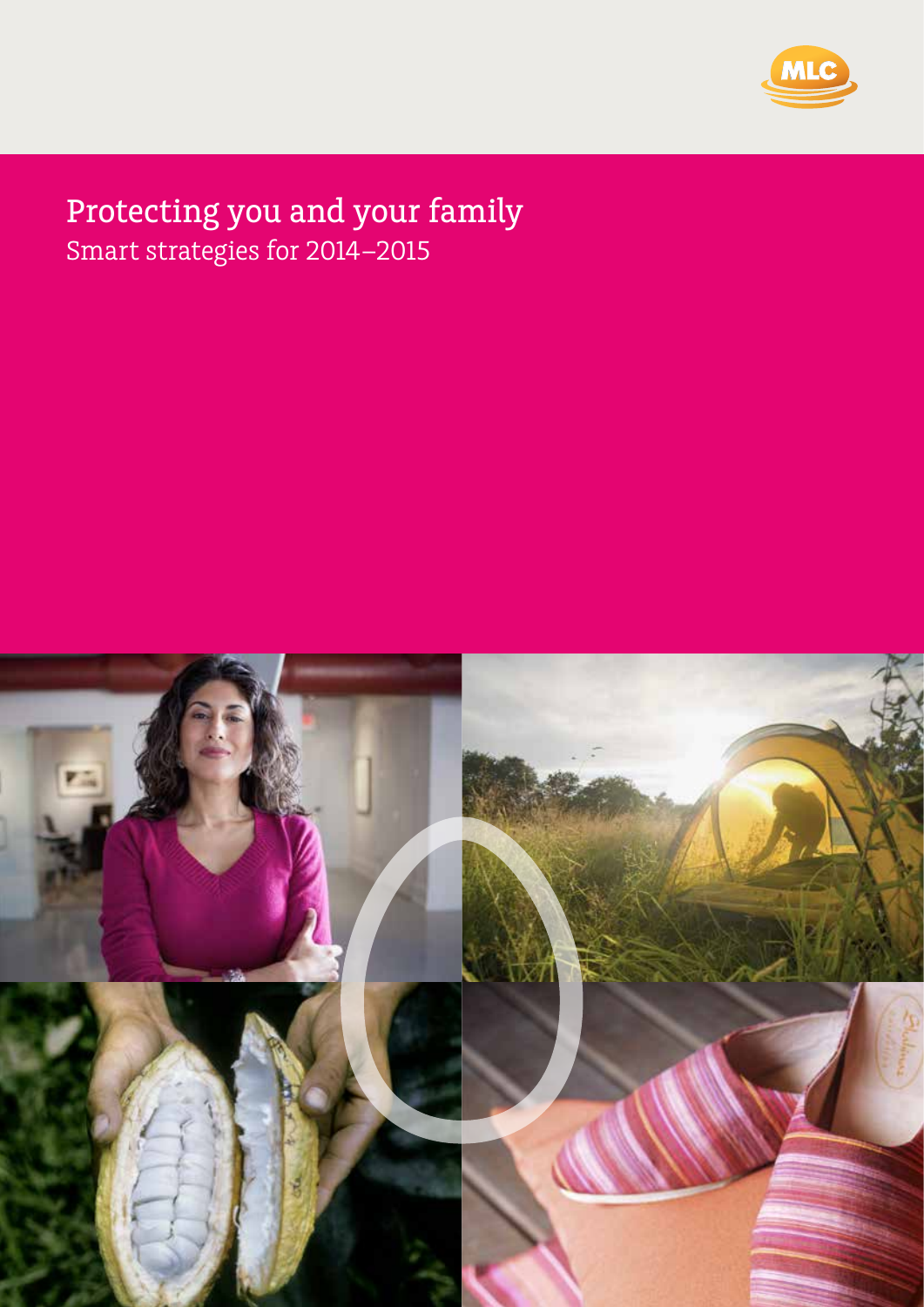# Protecting you and your family

## Smart strategies for 2014–2015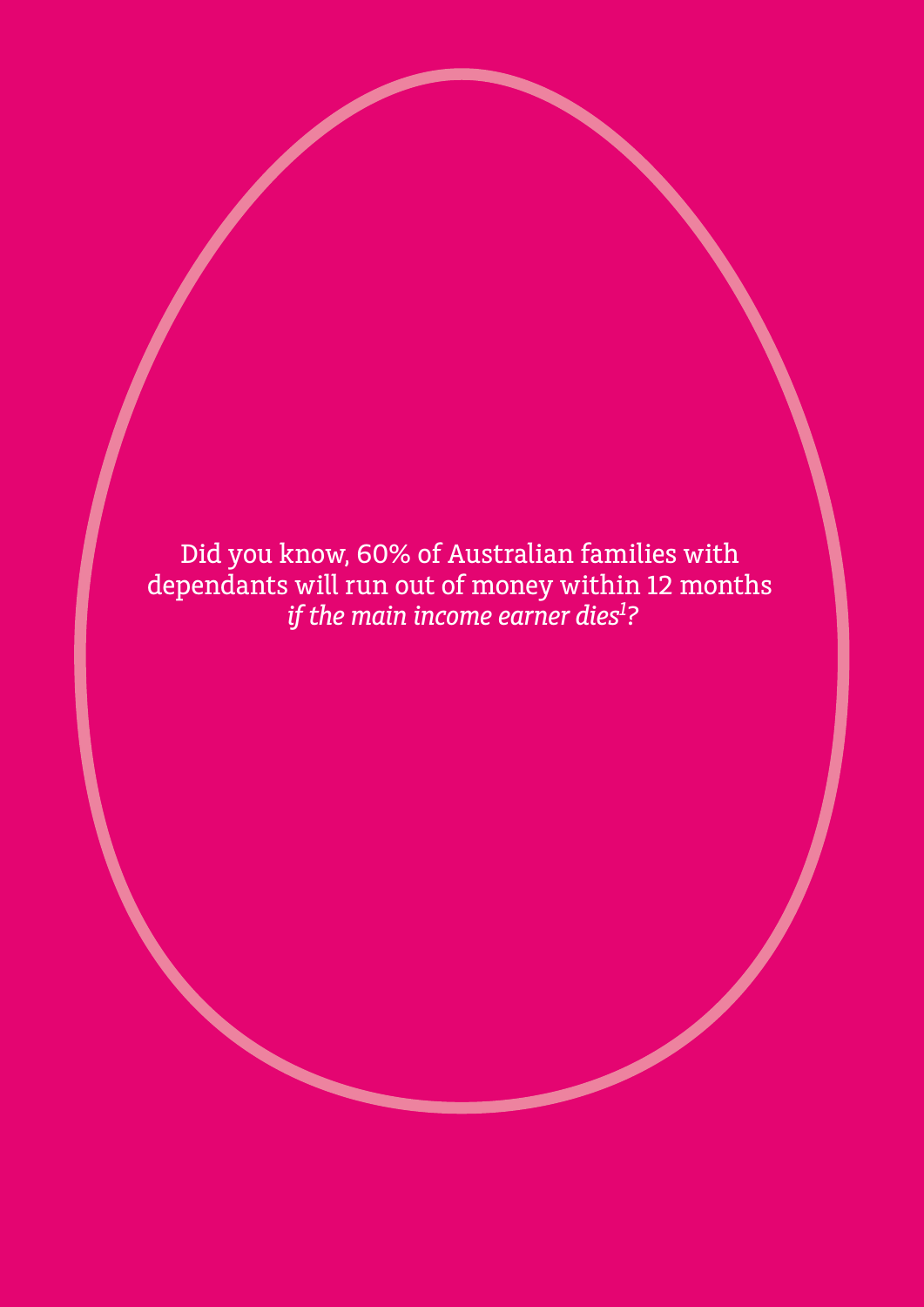Did you know, 60% of Australian families with dependants will run out of money within 12 months *if the main income earner dies[1]?*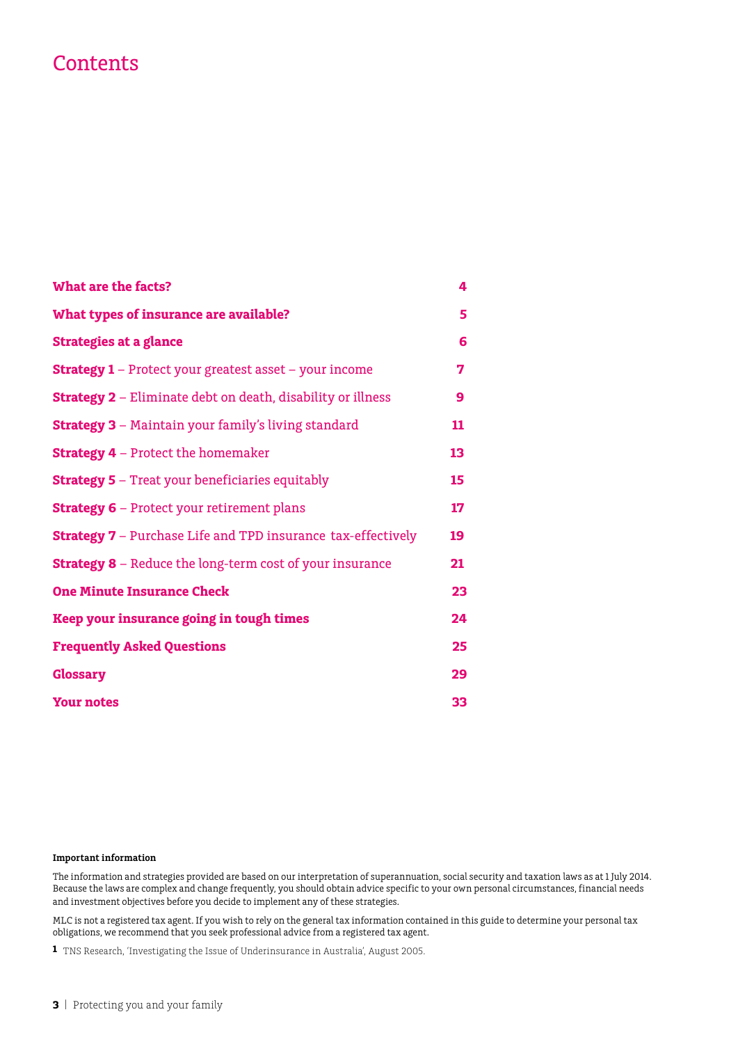# Contents

| | |
|---|---|
| **What are the facts?** | **4** |
| **What types of insurance are available?** | **5** |
| **Strategies at a glance** | **6** |
| **Strategy 1** – Protect your greatest asset – your income | **7** |
| **Strategy 2** – Eliminate debt on death, disability or illness | **9** |
| **Strategy 3** – Maintain your family's living standard | **11** |
| **Strategy 4** – Protect the homemaker | **13** |
| **Strategy 5** – Treat your beneficiaries equitably | **15** |
| **Strategy 6** – Protect your retirement plans | **17** |
| **Strategy 7** – Purchase Life and TPD insurance tax-effectively | **19** |
| **Strategy 8** – Reduce the long-term cost of your insurance | **21** |
| **One Minute Insurance Check** | **23** |
| **Keep your insurance going in tough times** | **24** |
| **Frequently Asked Questions** | **25** |
| **Glossary** | **29** |
| **Your notes** | **33** |

**Important information**

The information and strategies provided are based on our interpretation of superannuation, social security and taxation laws as at 1 July 2014. Because the laws are complex and change frequently, you should obtain advice specific to your own personal circumstances, financial needs and investment objectives before you decide to implement any of these strategies.

MLC is not a registered tax agent. If you wish to rely on the general tax information contained in this guide to determine your personal tax obligations, we recommend that you seek professional advice from a registered tax agent.

[1] TNS Research, 'Investigating the Issue of Underinsurance in Australia', August 2005.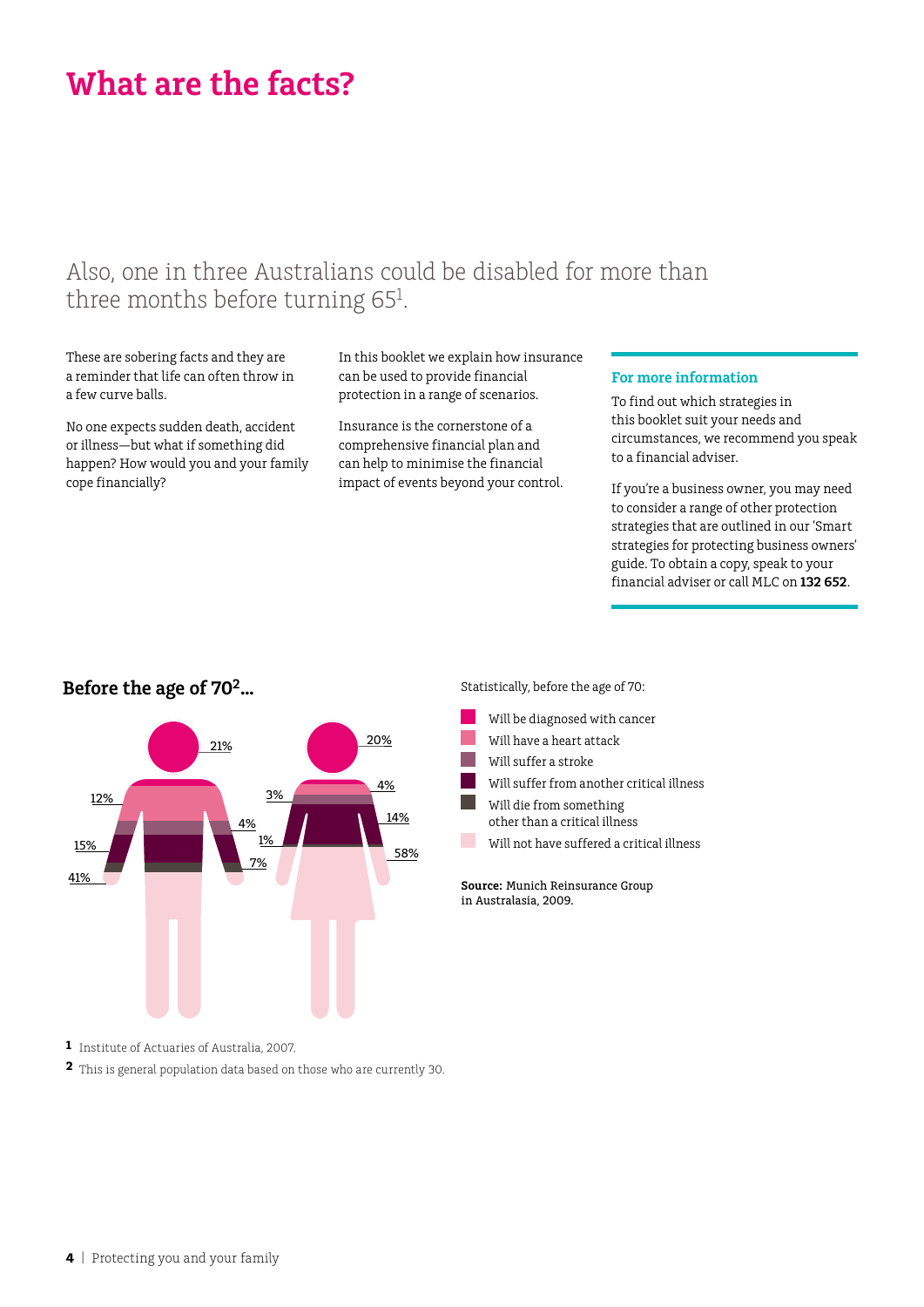# What are the facts?

Also, one in three Australians could be disabled for more than three months before turning 65[1].

These are sobering facts and they are a reminder that life can often throw in a few curve balls.

No one expects sudden death, accident or illness—but what if something did happen? How would you and your family cope financially?

In this booklet we explain how insurance can be used to provide financial protection in a range of scenarios.

Insurance is the cornerstone of a comprehensive financial plan and can help to minimise the financial impact of events beyond your control.

### For more information

To find out which strategies in this booklet suit your needs and circumstances, we recommend you speak to a financial adviser.

If you're a business owner, you may need to consider a range of other protection strategies that are outlined in our 'Smart strategies for protecting business owners' guide. To obtain a copy, speak to your financial adviser or call MLC on **132 652**.

## Before the age of 70[2]...

21%
12%
4%
15%
7%
41%

20%
3%
4%
14%
1%
58%

Statistically, before the age of 70:

- Will be diagnosed with cancer
- Will have a heart attack
- Will suffer a stroke
- Will suffer from another critical illness
- Will die from something other than a critical illness
- Will not have suffered a critical illness

**Source:** Munich Reinsurance Group in Australasia, 2009.

**1** Institute of Actuaries of Australia, 2007.

**2** This is general population data based on those who are currently 30.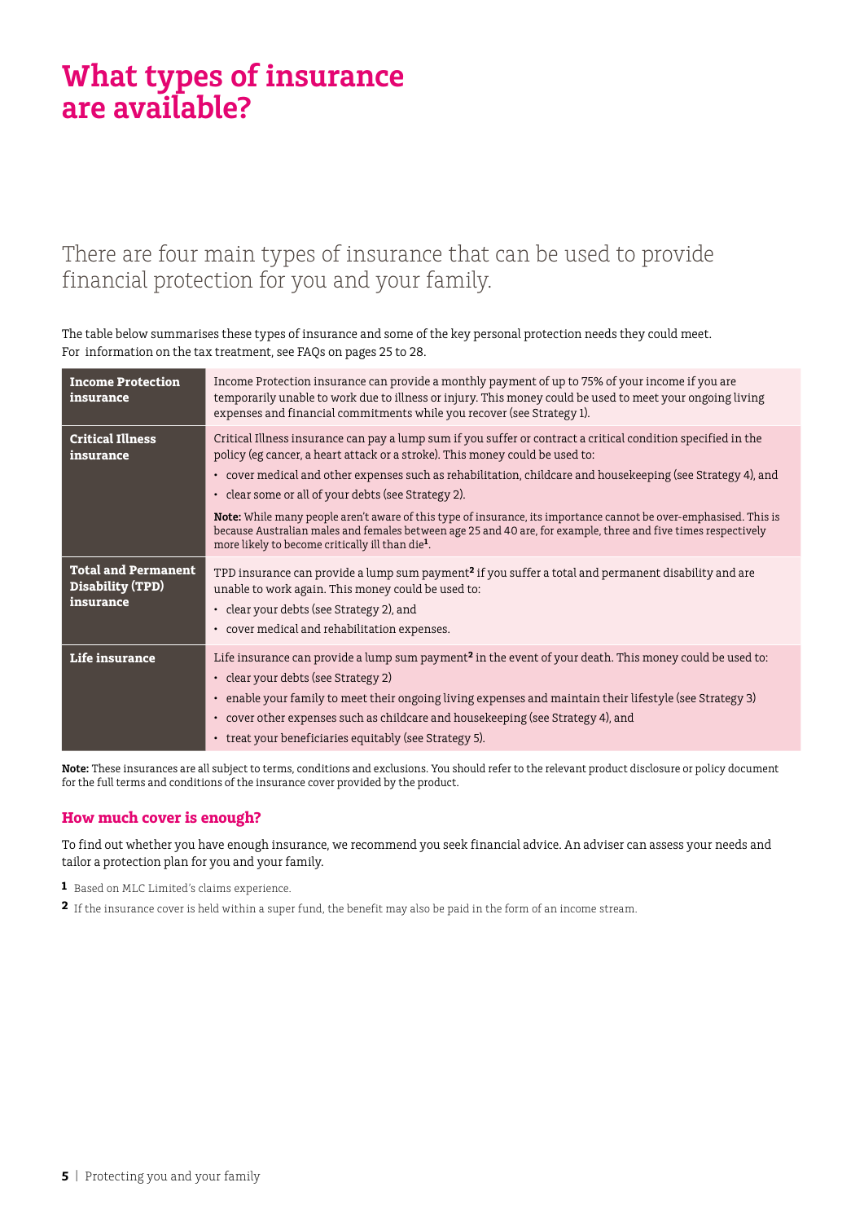# What types of insurance are available?

There are four main types of insurance that can be used to provide financial protection for you and your family.

The table below summarises these types of insurance and some of the key personal protection needs they could meet. For information on the tax treatment, see FAQs on pages 25 to 28.

| | |
|---|---|
| **Income Protection insurance** | Income Protection insurance can provide a monthly payment of up to 75% of your income if you are temporarily unable to work due to illness or injury. This money could be used to meet your ongoing living expenses and financial commitments while you recover (see Strategy 1). |
| **Critical Illness insurance** | Critical Illness insurance can pay a lump sum if you suffer or contract a critical condition specified in the policy (eg cancer, a heart attack or a stroke). This money could be used to:<br>• cover medical and other expenses such as rehabilitation, childcare and housekeeping (see Strategy 4), and<br>• clear some or all of your debts (see Strategy 2).<br>**Note:** While many people aren't aware of this type of insurance, its importance cannot be over-emphasised. This is because Australian males and females between age 25 and 40 are, for example, three and five times respectively more likely to become critically ill than die[1]. |
| **Total and Permanent Disability (TPD) insurance** | TPD insurance can provide a lump sum payment[2] if you suffer a total and permanent disability and are unable to work again. This money could be used to:<br>• clear your debts (see Strategy 2), and<br>• cover medical and rehabilitation expenses. |
| **Life insurance** | Life insurance can provide a lump sum payment[2] in the event of your death. This money could be used to:<br>• clear your debts (see Strategy 2)<br>• enable your family to meet their ongoing living expenses and maintain their lifestyle (see Strategy 3)<br>• cover other expenses such as childcare and housekeeping (see Strategy 4), and<br>• treat your beneficiaries equitably (see Strategy 5). |

**Note:** These insurances are all subject to terms, conditions and exclusions. You should refer to the relevant product disclosure or policy document for the full terms and conditions of the insurance cover provided by the product.

### How much cover is enough?

To find out whether you have enough insurance, we recommend you seek financial advice. An adviser can assess your needs and tailor a protection plan for you and your family.

1 Based on MLC Limited's claims experience.

2 If the insurance cover is held within a super fund, the benefit may also be paid in the form of an income stream.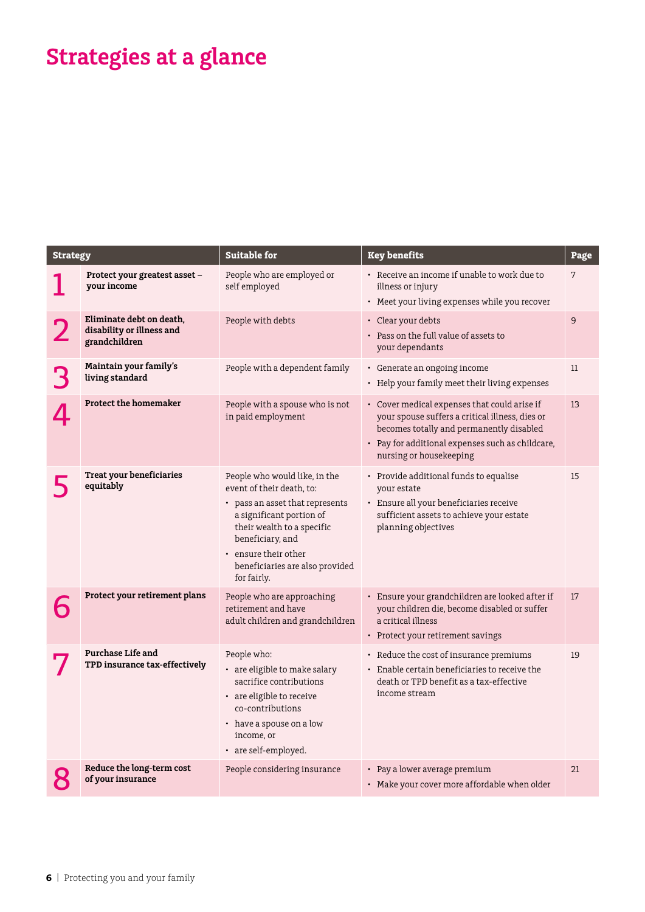# Strategies at a glance

| Strategy | | Suitable for | Key benefits | Page |
|---|---|---|---|---|
| 1 | **Protect your greatest asset – your income** | People who are employed or self employed | • Receive an income if unable to work due to illness or injury<br>• Meet your living expenses while you recover | 7 |
| 2 | **Eliminate debt on death, disability or illness and grandchildren** | People with debts | • Clear your debts<br>• Pass on the full value of assets to your dependants | 9 |
| 3 | **Maintain your family's living standard** | People with a dependent family | • Generate an ongoing income<br>• Help your family meet their living expenses | 11 |
| 4 | **Protect the homemaker** | People with a spouse who is not in paid employment | • Cover medical expenses that could arise if your spouse suffers a critical illness, dies or becomes totally and permanently disabled<br>• Pay for additional expenses such as childcare, nursing or housekeeping | 13 |
| 5 | **Treat your beneficiaries equitably** | People who would like, in the event of their death, to:<br>• pass an asset that represents a significant portion of their wealth to a specific beneficiary, and<br>• ensure their other beneficiaries are also provided for fairly. | • Provide additional funds to equalise your estate<br>• Ensure all your beneficiaries receive sufficient assets to achieve your estate planning objectives | 15 |
| 6 | **Protect your retirement plans** | People who are approaching retirement and have adult children and grandchildren | • Ensure your grandchildren are looked after if your children die, become disabled or suffer a critical illness<br>• Protect your retirement savings | 17 |
| 7 | **Purchase Life and TPD insurance tax-effectively** | People who:<br>• are eligible to make salary sacrifice contributions<br>• are eligible to receive co-contributions<br>• have a spouse on a low income, or<br>• are self-employed. | • Reduce the cost of insurance premiums<br>• Enable certain beneficiaries to receive the death or TPD benefit as a tax-effective income stream | 19 |
| 8 | **Reduce the long-term cost of your insurance** | People considering insurance | • Pay a lower average premium<br>• Make your cover more affordable when older | 21 |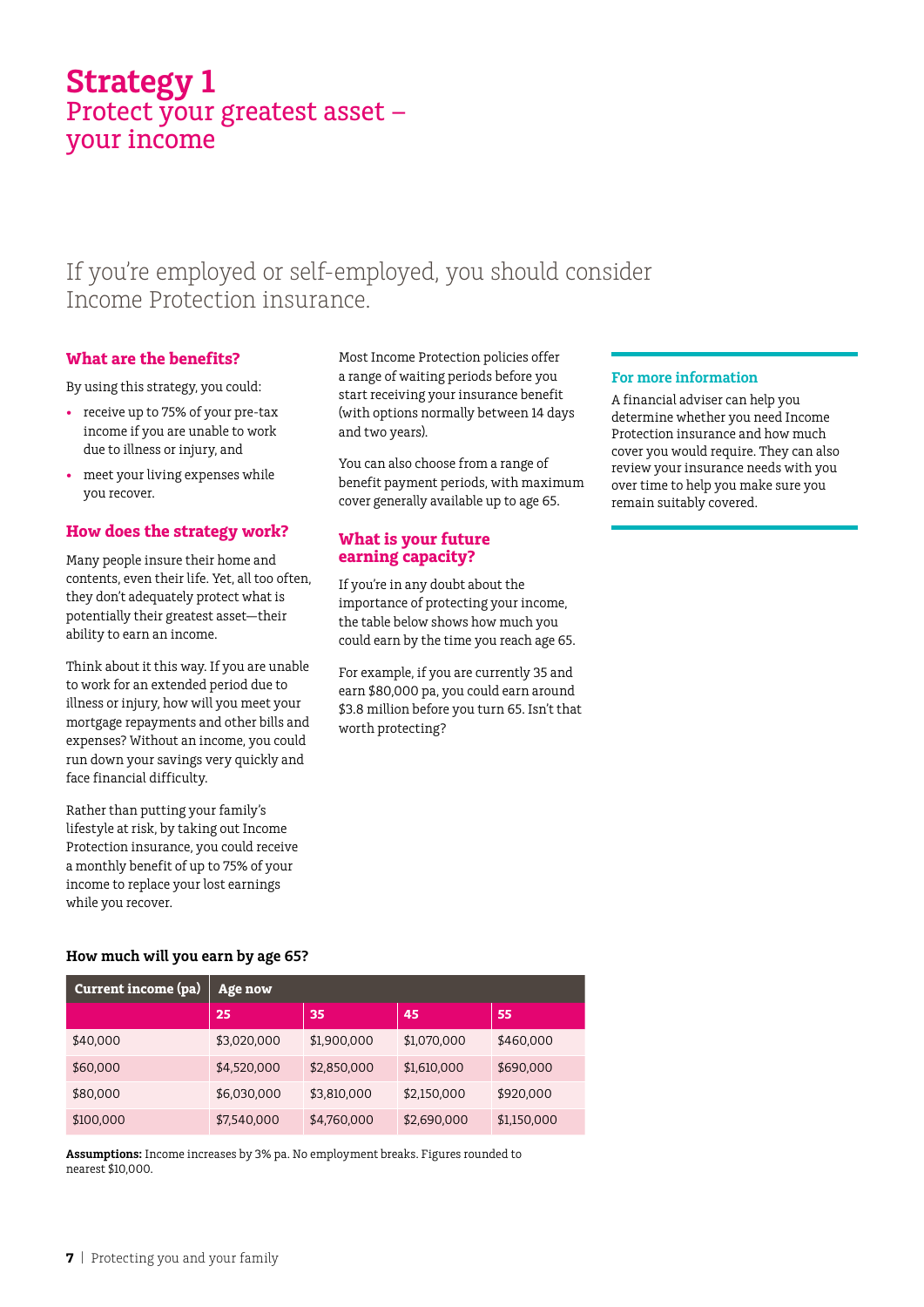# Strategy 1
## Protect your greatest asset – your income

If you're employed or self-employed, you should consider Income Protection insurance.

### What are the benefits?

By using this strategy, you could:

- receive up to 75% of your pre-tax income if you are unable to work due to illness or injury, and
- meet your living expenses while you recover.

### How does the strategy work?

Many people insure their home and contents, even their life. Yet, all too often, they don't adequately protect what is potentially their greatest asset—their ability to earn an income.

Think about it this way. If you are unable to work for an extended period due to illness or injury, how will you meet your mortgage repayments and other bills and expenses? Without an income, you could run down your savings very quickly and face financial difficulty.

Rather than putting your family's lifestyle at risk, by taking out Income Protection insurance, you could receive a monthly benefit of up to 75% of your income to replace your lost earnings while you recover.

Most Income Protection policies offer a range of waiting periods before you start receiving your insurance benefit (with options normally between 14 days and two years).

You can also choose from a range of benefit payment periods, with maximum cover generally available up to age 65.

### What is your future earning capacity?

If you're in any doubt about the importance of protecting your income, the table below shows how much you could earn by the time you reach age 65.

For example, if you are currently 35 and earn $80,000 pa, you could earn around $3.8 million before you turn 65. Isn't that worth protecting?

### For more information

A financial adviser can help you determine whether you need Income Protection insurance and how much cover you would require. They can also review your insurance needs with you over time to help you make sure you remain suitably covered.

**How much will you earn by age 65?**

| Current income (pa) | Age now | | | |
|---|---|---|---|---|
| | 25 | 35 | 45 | 55 |
| $40,000 | $3,020,000 | $1,900,000 | $1,070,000 | $460,000 |
| $60,000 | $4,520,000 | $2,850,000 | $1,610,000 | $690,000 |
| $80,000 | $6,030,000 | $3,810,000 | $2,150,000 | $920,000 |
| $100,000 | $7,540,000 | $4,760,000 | $2,690,000 | $1,150,000 |

**Assumptions:** Income increases by 3% pa. No employment breaks. Figures rounded to nearest $10,000.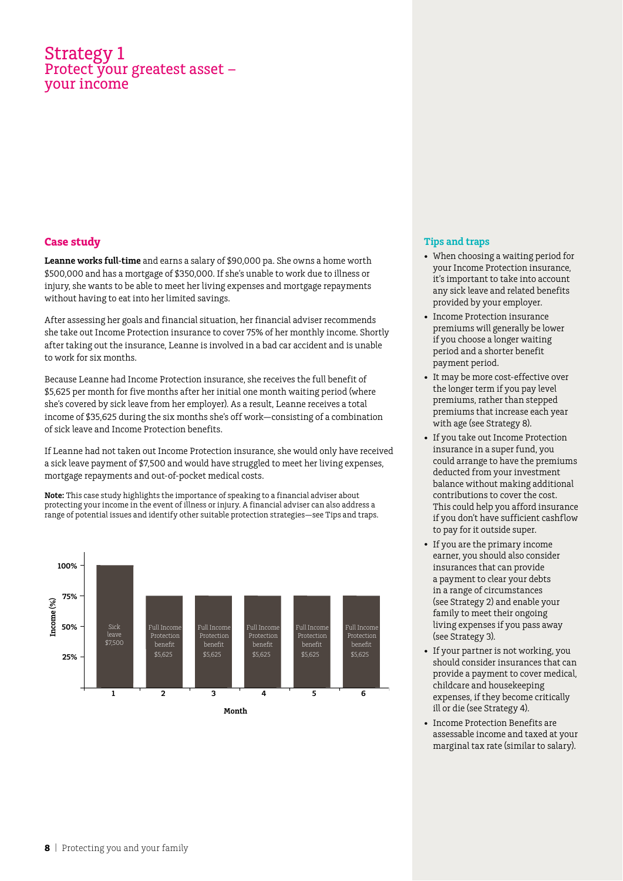# Strategy 1
## Protect your greatest asset – your income

### Case study

**Leanne works full-time** and earns a salary of $90,000 pa. She owns a home worth $500,000 and has a mortgage of $350,000. If she's unable to work due to illness or injury, she wants to be able to meet her living expenses and mortgage repayments without having to eat into her limited savings.

After assessing her goals and financial situation, her financial adviser recommends she take out Income Protection insurance to cover 75% of her monthly income. Shortly after taking out the insurance, Leanne is involved in a bad car accident and is unable to work for six months.

Because Leanne had Income Protection insurance, she receives the full benefit of $5,625 per month for five months after her initial one month waiting period (where she's covered by sick leave from her employer). As a result, Leanne receives a total income of $35,625 during the six months she's off work—consisting of a combination of sick leave and Income Protection benefits.

If Leanne had not taken out Income Protection insurance, she would only have received a sick leave payment of $7,500 and would have struggled to meet her living expenses, mortgage repayments and out-of-pocket medical costs.

**Note:** This case study highlights the importance of speaking to a financial adviser about protecting your income in the event of illness or injury. A financial adviser can also address a range of potential issues and identify other suitable protection strategies—see Tips and traps.

Income (%)
100%
75%
50%
25%
Sick leave $7,500
Full Income Protection benefit $5,625
Full Income Protection benefit $5,625
Full Income Protection benefit $5,625
Full Income Protection benefit $5,625
Full Income Protection benefit $5,625
1 2 3 4 5 6
Month

### Tips and traps

- When choosing a waiting period for your Income Protection insurance, it's important to take into account any sick leave and related benefits provided by your employer.
- Income Protection insurance premiums will generally be lower if you choose a longer waiting period and a shorter benefit payment period.
- It may be more cost-effective over the longer term if you pay level premiums, rather than stepped premiums that increase each year with age (see Strategy 8).
- If you take out Income Protection insurance in a super fund, you could arrange to have the premiums deducted from your investment balance without making additional contributions to cover the cost. This could help you afford insurance if you don't have sufficient cashflow to pay for it outside super.
- If you are the primary income earner, you should also consider insurances that can provide a payment to clear your debts in a range of circumstances (see Strategy 2) and enable your family to meet their ongoing living expenses if you pass away (see Strategy 3).
- If your partner is not working, you should consider insurances that can provide a payment to cover medical, childcare and housekeeping expenses, if they become critically ill or die (see Strategy 4).
- Income Protection Benefits are assessable income and taxed at your marginal tax rate (similar to salary).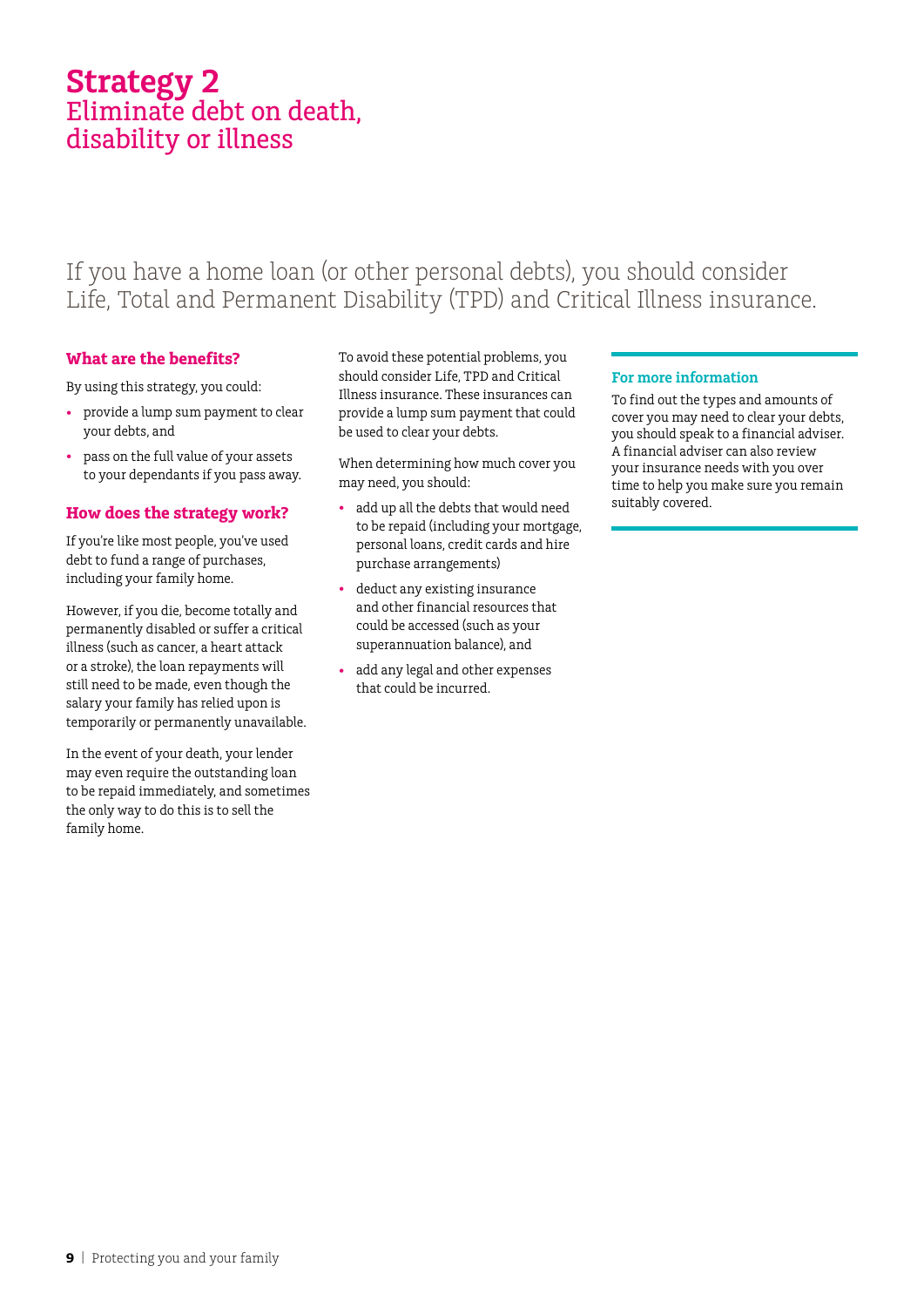# Strategy 2
## Eliminate debt on death, disability or illness

If you have a home loan (or other personal debts), you should consider Life, Total and Permanent Disability (TPD) and Critical Illness insurance.

### What are the benefits?

By using this strategy, you could:

- provide a lump sum payment to clear your debts, and
- pass on the full value of your assets to your dependants if you pass away.

### How does the strategy work?

If you're like most people, you've used debt to fund a range of purchases, including your family home.

However, if you die, become totally and permanently disabled or suffer a critical illness (such as cancer, a heart attack or a stroke), the loan repayments will still need to be made, even though the salary your family has relied upon is temporarily or permanently unavailable.

In the event of your death, your lender may even require the outstanding loan to be repaid immediately, and sometimes the only way to do this is to sell the family home.

To avoid these potential problems, you should consider Life, TPD and Critical Illness insurance. These insurances can provide a lump sum payment that could be used to clear your debts.

When determining how much cover you may need, you should:

- add up all the debts that would need to be repaid (including your mortgage, personal loans, credit cards and hire purchase arrangements)
- deduct any existing insurance and other financial resources that could be accessed (such as your superannuation balance), and
- add any legal and other expenses that could be incurred.

### For more information

To find out the types and amounts of cover you may need to clear your debts, you should speak to a financial adviser. A financial adviser can also review your insurance needs with you over time to help you make sure you remain suitably covered.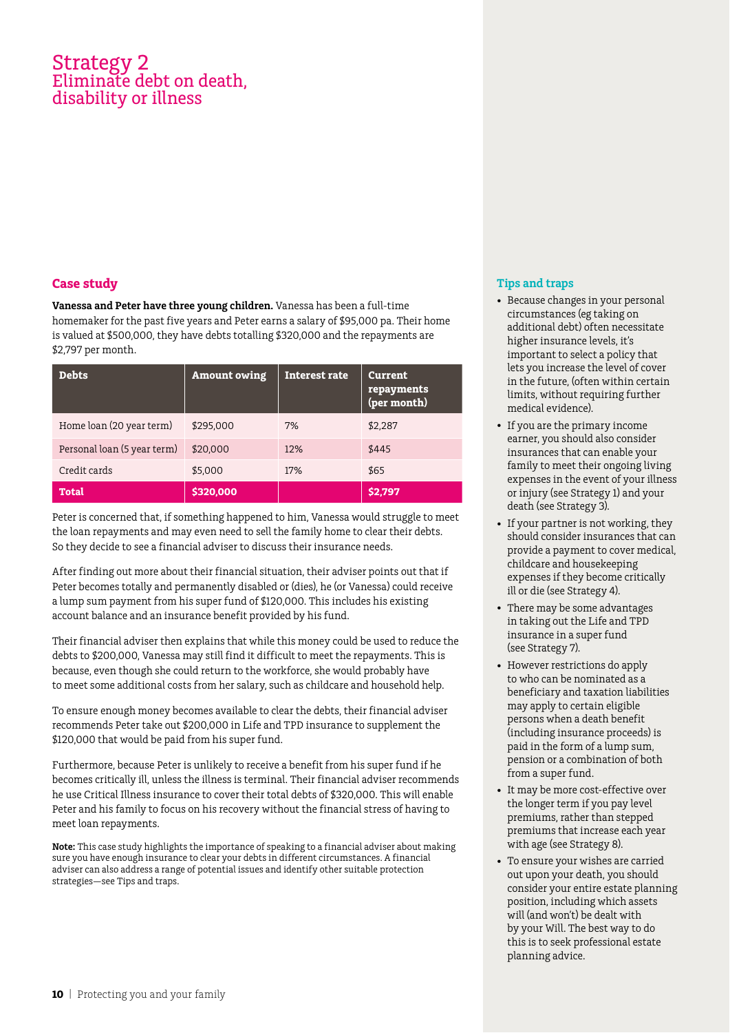# Strategy 2
## Eliminate debt on death, disability or illness

### Case study

**Vanessa and Peter have three young children.** Vanessa has been a full-time homemaker for the past five years and Peter earns a salary of $95,000 pa. Their home is valued at $500,000, they have debts totalling $320,000 and the repayments are $2,797 per month.

| Debts | Amount owing | Interest rate | Current repayments (per month) |
|---|---|---|---|
| Home loan (20 year term) | $295,000 | 7% | $2,287 |
| Personal loan (5 year term) | $20,000 | 12% | $445 |
| Credit cards | $5,000 | 17% | $65 |
| **Total** | **$320,000** | | **$2,797** |

Peter is concerned that, if something happened to him, Vanessa would struggle to meet the loan repayments and may even need to sell the family home to clear their debts. So they decide to see a financial adviser to discuss their insurance needs.

After finding out more about their financial situation, their adviser points out that if Peter becomes totally and permanently disabled or (dies), he (or Vanessa) could receive a lump sum payment from his super fund of $120,000. This includes his existing account balance and an insurance benefit provided by his fund.

Their financial adviser then explains that while this money could be used to reduce the debts to $200,000, Vanessa may still find it difficult to meet the repayments. This is because, even though she could return to the workforce, she would probably have to meet some additional costs from her salary, such as childcare and household help.

To ensure enough money becomes available to clear the debts, their financial adviser recommends Peter take out $200,000 in Life and TPD insurance to supplement the $120,000 that would be paid from his super fund.

Furthermore, because Peter is unlikely to receive a benefit from his super fund if he becomes critically ill, unless the illness is terminal. Their financial adviser recommends he use Critical Illness insurance to cover their total debts of $320,000. This will enable Peter and his family to focus on his recovery without the financial stress of having to meet loan repayments.

**Note:** This case study highlights the importance of speaking to a financial adviser about making sure you have enough insurance to clear your debts in different circumstances. A financial adviser can also address a range of potential issues and identify other suitable protection strategies—see Tips and traps.

### Tips and traps

- Because changes in your personal circumstances (eg taking on additional debt) often necessitate higher insurance levels, it's important to select a policy that lets you increase the level of cover in the future, (often within certain limits, without requiring further medical evidence).
- If you are the primary income earner, you should also consider insurances that can enable your family to meet their ongoing living expenses in the event of your illness or injury (see Strategy 1) and your death (see Strategy 3).
- If your partner is not working, they should consider insurances that can provide a payment to cover medical, childcare and housekeeping expenses if they become critically ill or die (see Strategy 4).
- There may be some advantages in taking out the Life and TPD insurance in a super fund (see Strategy 7).
- However restrictions do apply to who can be nominated as a beneficiary and taxation liabilities may apply to certain eligible persons when a death benefit (including insurance proceeds) is paid in the form of a lump sum, pension or a combination of both from a super fund.
- It may be more cost-effective over the longer term if you pay level premiums, rather than stepped premiums that increase each year with age (see Strategy 8).
- To ensure your wishes are carried out upon your death, you should consider your entire estate planning position, including which assets will (and won't) be dealt with by your Will. The best way to do this is to seek professional estate planning advice.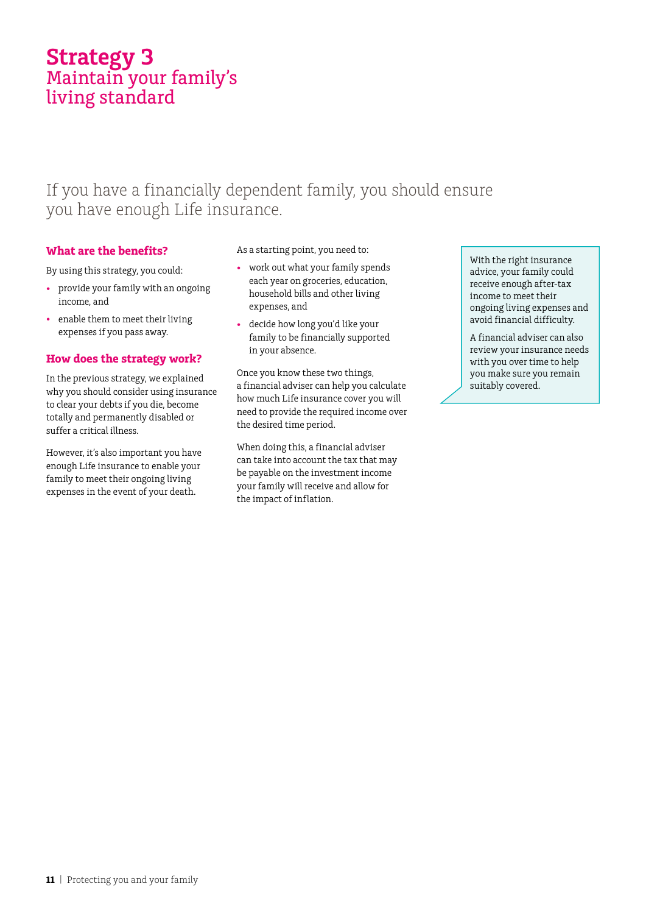# Strategy 3
## Maintain your family's living standard

If you have a financially dependent family, you should ensure you have enough Life insurance.

### What are the benefits?

By using this strategy, you could:

- provide your family with an ongoing income, and
- enable them to meet their living expenses if you pass away.

### How does the strategy work?

In the previous strategy, we explained why you should consider using insurance to clear your debts if you die, become totally and permanently disabled or suffer a critical illness.

However, it's also important you have enough Life insurance to enable your family to meet their ongoing living expenses in the event of your death.

As a starting point, you need to:

- work out what your family spends each year on groceries, education, household bills and other living expenses, and
- decide how long you'd like your family to be financially supported in your absence.

Once you know these two things, a financial adviser can help you calculate how much Life insurance cover you will need to provide the required income over the desired time period.

When doing this, a financial adviser can take into account the tax that may be payable on the investment income your family will receive and allow for the impact of inflation.

With the right insurance advice, your family could receive enough after-tax income to meet their ongoing living expenses and avoid financial difficulty.

A financial adviser can also review your insurance needs with you over time to help you make sure you remain suitably covered.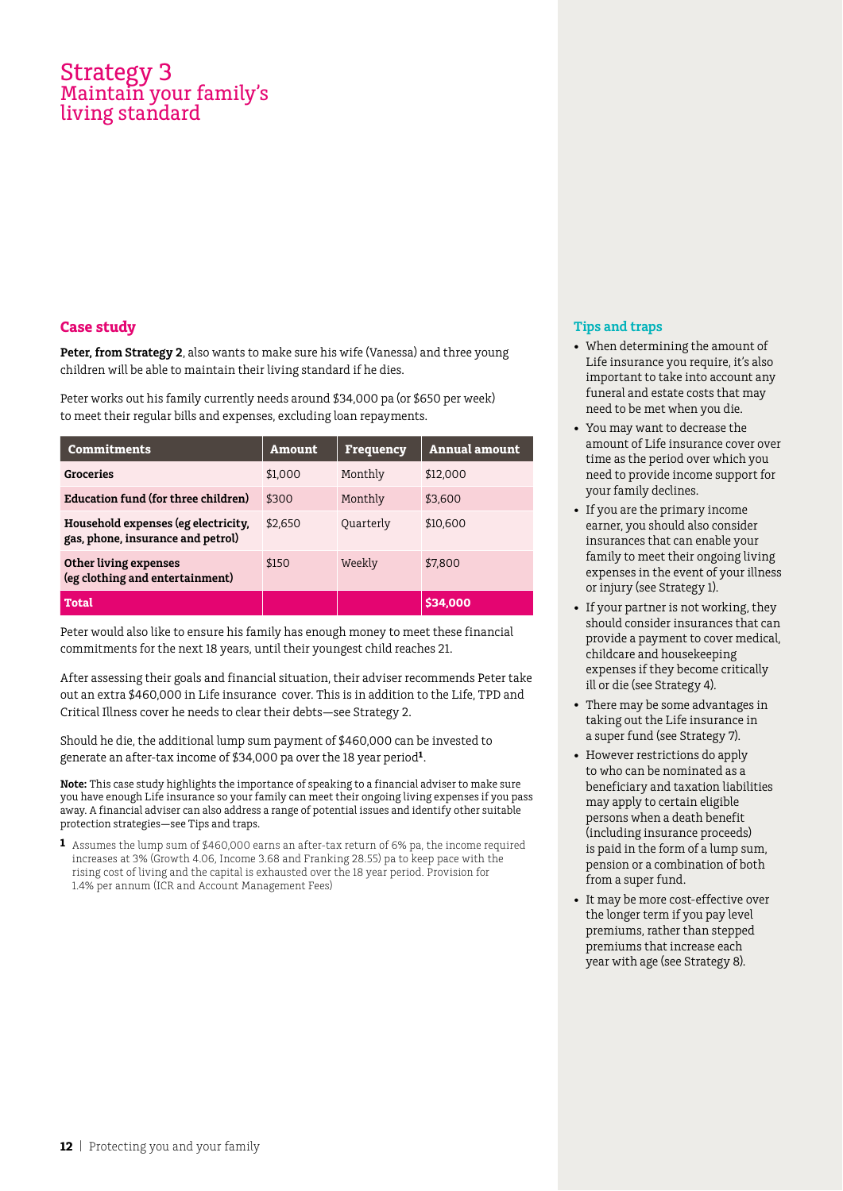# Strategy 3
## Maintain your family's living standard

### Case study

**Peter, from Strategy 2**, also wants to make sure his wife (Vanessa) and three young children will be able to maintain their living standard if he dies.

Peter works out his family currently needs around $34,000 pa (or $650 per week) to meet their regular bills and expenses, excluding loan repayments.

| Commitments | Amount | Frequency | Annual amount |
|---|---|---|---|
| **Groceries** | $1,000 | Monthly | $12,000 |
| **Education fund (for three children)** | $300 | Monthly | $3,600 |
| **Household expenses (eg electricity, gas, phone, insurance and petrol)** | $2,650 | Quarterly | $10,600 |
| **Other living expenses (eg clothing and entertainment)** | $150 | Weekly | $7,800 |
| **Total** | | | **$34,000** |

Peter would also like to ensure his family has enough money to meet these financial commitments for the next 18 years, until their youngest child reaches 21.

After assessing their goals and financial situation, their adviser recommends Peter take out an extra $460,000 in Life insurance cover. This is in addition to the Life, TPD and Critical Illness cover he needs to clear their debts—see Strategy 2.

Should he die, the additional lump sum payment of $460,000 can be invested to generate an after-tax income of $34,000 pa over the 18 year period[1].

**Note:** This case study highlights the importance of speaking to a financial adviser to make sure you have enough Life insurance so your family can meet their ongoing living expenses if you pass away. A financial adviser can also address a range of potential issues and identify other suitable protection strategies—see Tips and traps.

[1] Assumes the lump sum of $460,000 earns an after-tax return of 6% pa, the income required increases at 3% (Growth 4.06, Income 3.68 and Franking 28.55) pa to keep pace with the rising cost of living and the capital is exhausted over the 18 year period. Provision for 1.4% per annum (ICR and Account Management Fees)

### Tips and traps

- When determining the amount of Life insurance you require, it's also important to take into account any funeral and estate costs that may need to be met when you die.
- You may want to decrease the amount of Life insurance cover over time as the period over which you need to provide income support for your family declines.
- If you are the primary income earner, you should also consider insurances that can enable your family to meet their ongoing living expenses in the event of your illness or injury (see Strategy 1).
- If your partner is not working, they should consider insurances that can provide a payment to cover medical, childcare and housekeeping expenses if they become critically ill or die (see Strategy 4).
- There may be some advantages in taking out the Life insurance in a super fund (see Strategy 7).
- However restrictions do apply to who can be nominated as a beneficiary and taxation liabilities may apply to certain eligible persons when a death benefit (including insurance proceeds) is paid in the form of a lump sum, pension or a combination of both from a super fund.
- It may be more cost-effective over the longer term if you pay level premiums, rather than stepped premiums that increase each year with age (see Strategy 8).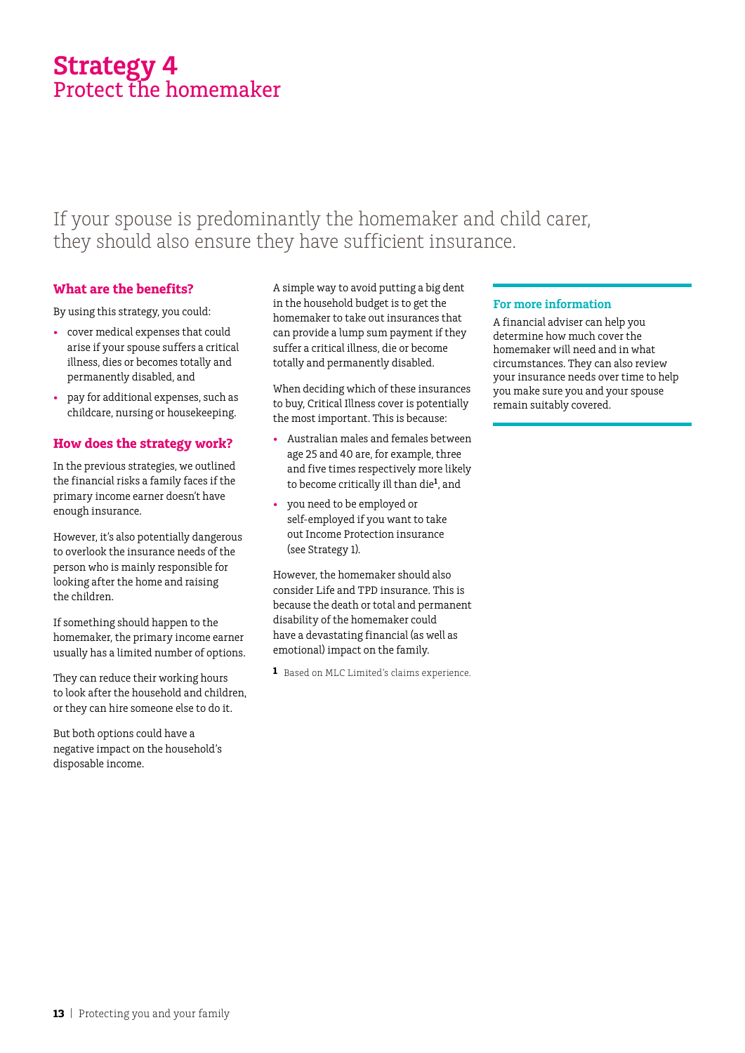# Strategy 4
## Protect the homemaker

If your spouse is predominantly the homemaker and child carer, they should also ensure they have sufficient insurance.

### What are the benefits?

By using this strategy, you could:

- cover medical expenses that could arise if your spouse suffers a critical illness, dies or becomes totally and permanently disabled, and
- pay for additional expenses, such as childcare, nursing or housekeeping.

### How does the strategy work?

In the previous strategies, we outlined the financial risks a family faces if the primary income earner doesn't have enough insurance.

However, it's also potentially dangerous to overlook the insurance needs of the person who is mainly responsible for looking after the home and raising the children.

If something should happen to the homemaker, the primary income earner usually has a limited number of options.

They can reduce their working hours to look after the household and children, or they can hire someone else to do it.

But both options could have a negative impact on the household's disposable income.

A simple way to avoid putting a big dent in the household budget is to get the homemaker to take out insurances that can provide a lump sum payment if they suffer a critical illness, die or become totally and permanently disabled.

When deciding which of these insurances to buy, Critical Illness cover is potentially the most important. This is because:

- Australian males and females between age 25 and 40 are, for example, three and five times respectively more likely to become critically ill than die[1], and
- you need to be employed or self-employed if you want to take out Income Protection insurance (see Strategy 1).

However, the homemaker should also consider Life and TPD insurance. This is because the death or total and permanent disability of the homemaker could have a devastating financial (as well as emotional) impact on the family.

[1] Based on MLC Limited's claims experience.

### For more information

A financial adviser can help you determine how much cover the homemaker will need and in what circumstances. They can also review your insurance needs over time to help you make sure you and your spouse remain suitably covered.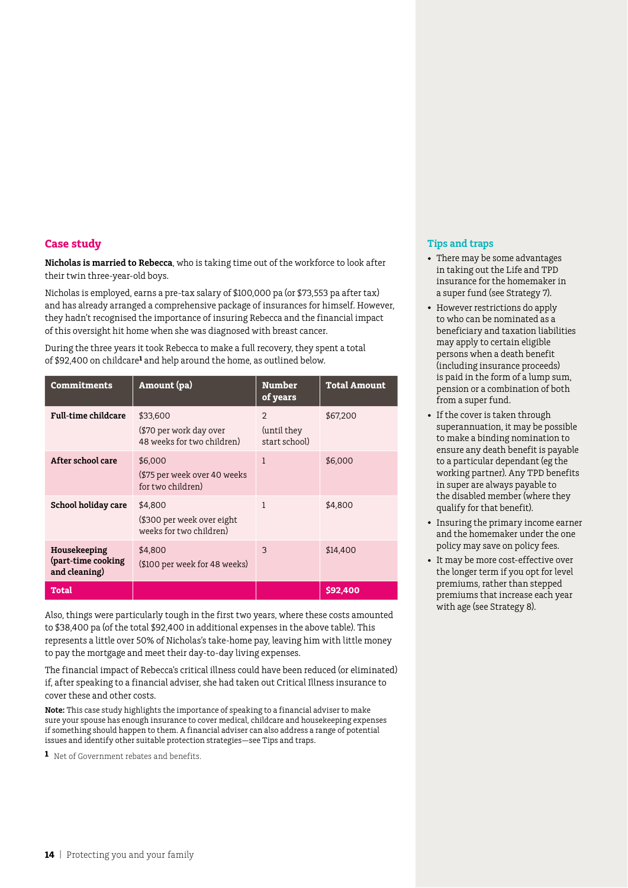## Case study

**Nicholas is married to Rebecca**, who is taking time out of the workforce to look after their twin three-year-old boys.

Nicholas is employed, earns a pre-tax salary of $100,000 pa (or $73,553 pa after tax) and has already arranged a comprehensive package of insurances for himself. However, they hadn't recognised the importance of insuring Rebecca and the financial impact of this oversight hit home when she was diagnosed with breast cancer.

During the three years it took Rebecca to make a full recovery, they spent a total of $92,400 on childcare[1] and help around the home, as outlined below.

| Commitments | Amount (pa) | Number of years | Total Amount |
| --- | --- | --- | --- |
| **Full-time childcare** | $33,600 ($70 per work day over 48 weeks for two children) | 2 (until they start school) | $67,200 |
| **After school care** | $6,000 ($75 per week over 40 weeks for two children) | 1 | $6,000 |
| **School holiday care** | $4,800 ($300 per week over eight weeks for two children) | 1 | $4,800 |
| **Housekeeping (part-time cooking and cleaning)** | $4,800 ($100 per week for 48 weeks) | 3 | $14,400 |
| **Total** | | | **$92,400** |

Also, things were particularly tough in the first two years, where these costs amounted to $38,400 pa (of the total $92,400 in additional expenses in the above table). This represents a little over 50% of Nicholas's take-home pay, leaving him with little money to pay the mortgage and meet their day-to-day living expenses.

The financial impact of Rebecca's critical illness could have been reduced (or eliminated) if, after speaking to a financial adviser, she had taken out Critical Illness insurance to cover these and other costs.

**Note:** This case study highlights the importance of speaking to a financial adviser to make sure your spouse has enough insurance to cover medical, childcare and housekeeping expenses if something should happen to them. A financial adviser can also address a range of potential issues and identify other suitable protection strategies—see Tips and traps.

[1] Net of Government rebates and benefits.

### Tips and traps

- There may be some advantages in taking out the Life and TPD insurance for the homemaker in a super fund (see Strategy 7).
- However restrictions do apply to who can be nominated as a beneficiary and taxation liabilities may apply to certain eligible persons when a death benefit (including insurance proceeds) is paid in the form of a lump sum, pension or a combination of both from a super fund.
- If the cover is taken through superannuation, it may be possible to make a binding nomination to ensure any death benefit is payable to a particular dependant (eg the working partner). Any TPD benefits in super are always payable to the disabled member (where they qualify for that benefit).
- Insuring the primary income earner and the homemaker under the one policy may save on policy fees.
- It may be more cost-effective over the longer term if you opt for level premiums, rather than stepped premiums that increase each year with age (see Strategy 8).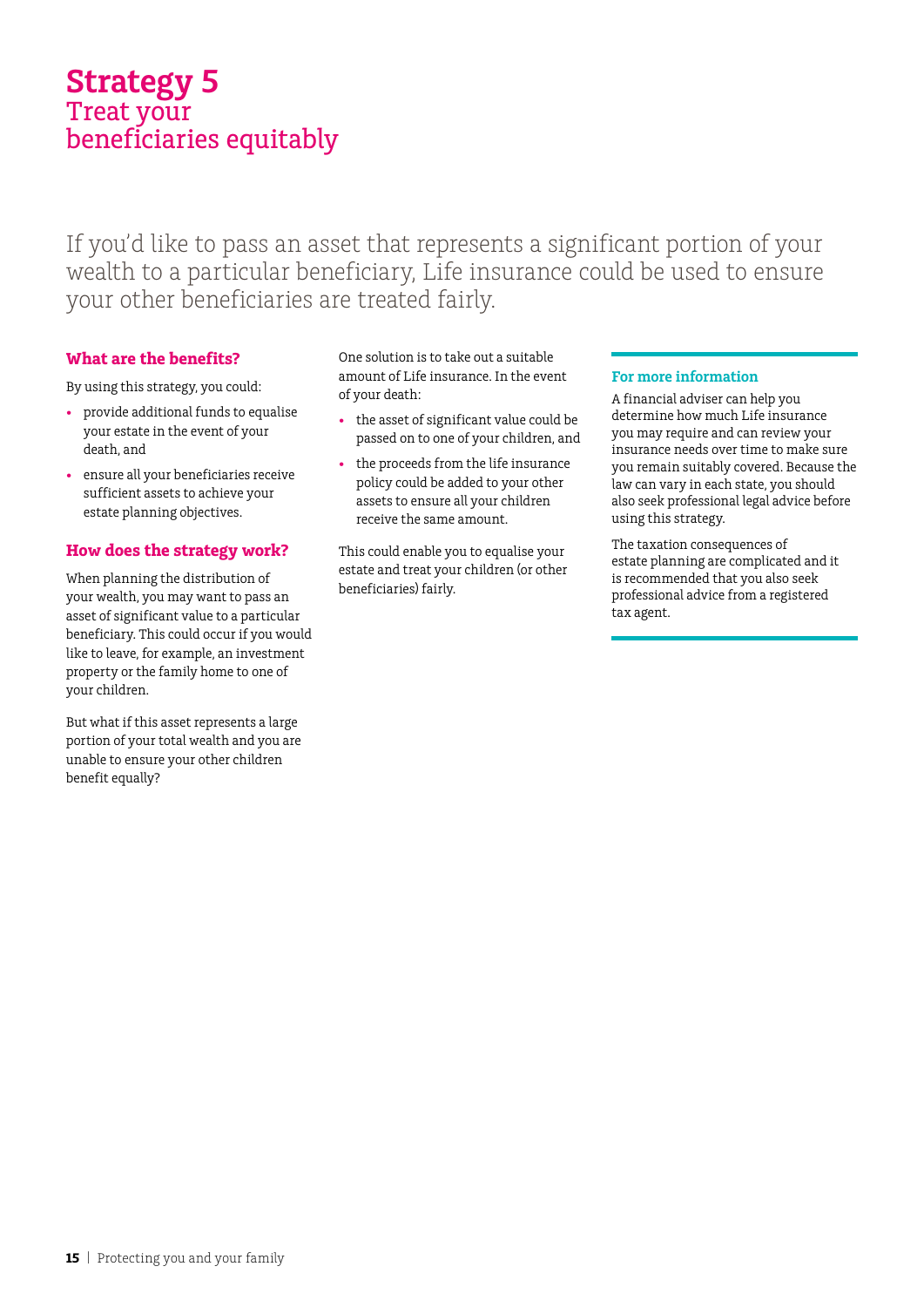# Strategy 5
## Treat your beneficiaries equitably

If you'd like to pass an asset that represents a significant portion of your wealth to a particular beneficiary, Life insurance could be used to ensure your other beneficiaries are treated fairly.

### What are the benefits?

By using this strategy, you could:

- provide additional funds to equalise your estate in the event of your death, and
- ensure all your beneficiaries receive sufficient assets to achieve your estate planning objectives.

### How does the strategy work?

When planning the distribution of your wealth, you may want to pass an asset of significant value to a particular beneficiary. This could occur if you would like to leave, for example, an investment property or the family home to one of your children.

But what if this asset represents a large portion of your total wealth and you are unable to ensure your other children benefit equally?

One solution is to take out a suitable amount of Life insurance. In the event of your death:

- the asset of significant value could be passed on to one of your children, and
- the proceeds from the life insurance policy could be added to your other assets to ensure all your children receive the same amount.

This could enable you to equalise your estate and treat your children (or other beneficiaries) fairly.

### For more information

A financial adviser can help you determine how much Life insurance you may require and can review your insurance needs over time to make sure you remain suitably covered. Because the law can vary in each state, you should also seek professional legal advice before using this strategy.

The taxation consequences of estate planning are complicated and it is recommended that you also seek professional advice from a registered tax agent.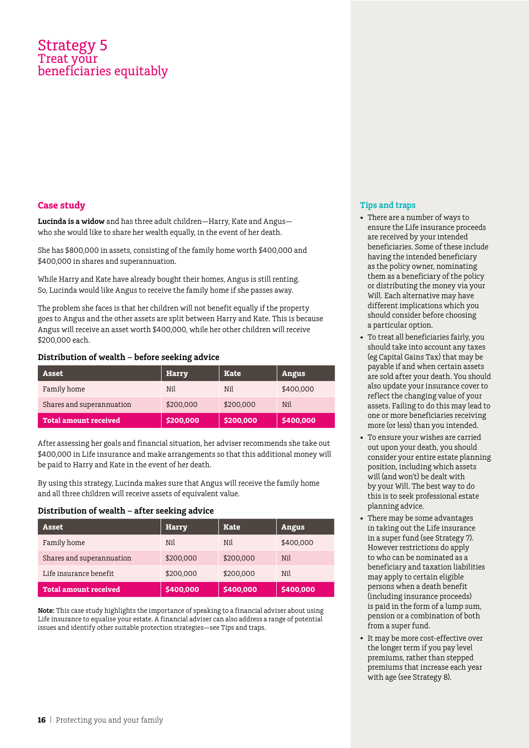# Strategy 5
## Treat your beneficiaries equitably

### Case study

**Lucinda is a widow** and has three adult children—Harry, Kate and Angus—who she would like to share her wealth equally, in the event of her death.

She has $800,000 in assets, consisting of the family home worth $400,000 and $400,000 in shares and superannuation.

While Harry and Kate have already bought their homes, Angus is still renting. So, Lucinda would like Angus to receive the family home if she passes away.

The problem she faces is that her children will not benefit equally if the property goes to Angus and the other assets are split between Harry and Kate. This is because Angus will receive an asset worth $400,000, while her other children will receive $200,000 each.

**Distribution of wealth – before seeking advice**

| Asset | Harry | Kate | Angus |
|---|---|---|---|
| Family home | Nil | Nil | $400,000 |
| Shares and superannuation | $200,000 | $200,000 | Nil |
| **Total amount received** | **$200,000** | **$200,000** | **$400,000** |

After assessing her goals and financial situation, her adviser recommends she take out $400,000 in Life insurance and make arrangements so that this additional money will be paid to Harry and Kate in the event of her death.

By using this strategy, Lucinda makes sure that Angus will receive the family home and all three children will receive assets of equivalent value.

**Distribution of wealth – after seeking advice**

| Asset | Harry | Kate | Angus |
|---|---|---|---|
| Family home | Nil | Nil | $400,000 |
| Shares and superannuation | $200,000 | $200,000 | Nil |
| Life insurance benefit | $200,000 | $200,000 | Nil |
| **Total amount received** | **$400,000** | **$400,000** | **$400,000** |

**Note:** This case study highlights the importance of speaking to a financial adviser about using Life insurance to equalise your estate. A financial adviser can also address a range of potential issues and identify other suitable protection strategies—see Tips and traps.

### Tips and traps

- There are a number of ways to ensure the Life insurance proceeds are received by your intended beneficiaries. Some of these include having the intended beneficiary as the policy owner, nominating them as a beneficiary of the policy or distributing the money via your Will. Each alternative may have different implications which you should consider before choosing a particular option.
- To treat all beneficiaries fairly, you should take into account any taxes (eg Capital Gains Tax) that may be payable if and when certain assets are sold after your death. You should also update your insurance cover to reflect the changing value of your assets. Failing to do this may lead to one or more beneficiaries receiving more (or less) than you intended.
- To ensure your wishes are carried out upon your death, you should consider your entire estate planning position, including which assets will (and won't) be dealt with by your Will. The best way to do this is to seek professional estate planning advice.
- There may be some advantages in taking out the Life insurance in a super fund (see Strategy 7). However restrictions do apply to who can be nominated as a beneficiary and taxation liabilities may apply to certain eligible persons when a death benefit (including insurance proceeds) is paid in the form of a lump sum, pension or a combination of both from a super fund.
- It may be more cost-effective over the longer term if you pay level premiums, rather than stepped premiums that increase each year with age (see Strategy 8).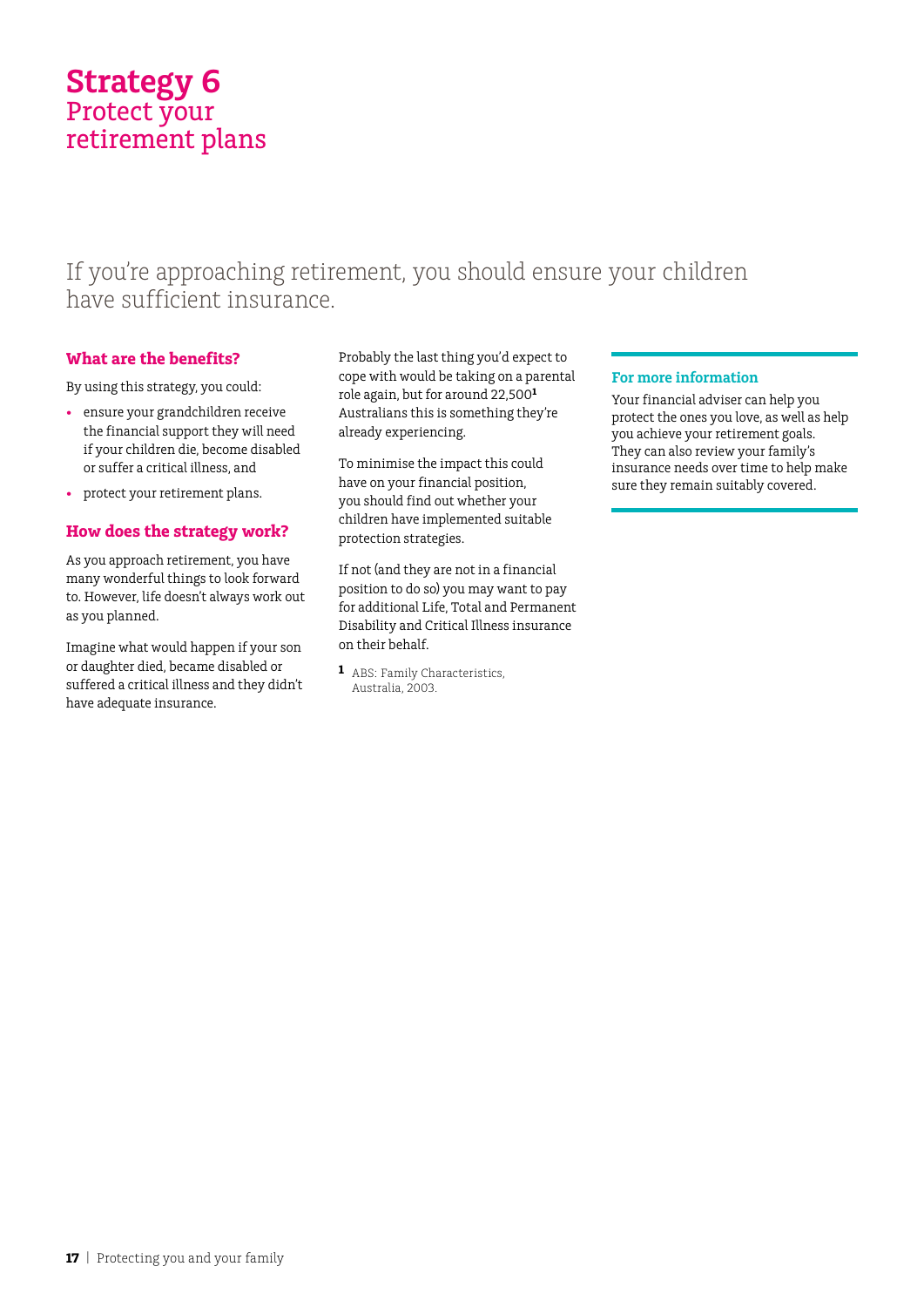# Strategy 6
## Protect your retirement plans

If you're approaching retirement, you should ensure your children have sufficient insurance.

### What are the benefits?

By using this strategy, you could:

- ensure your grandchildren receive the financial support they will need if your children die, become disabled or suffer a critical illness, and
- protect your retirement plans.

### How does the strategy work?

As you approach retirement, you have many wonderful things to look forward to. However, life doesn't always work out as you planned.

Imagine what would happen if your son or daughter died, became disabled or suffered a critical illness and they didn't have adequate insurance.

Probably the last thing you'd expect to cope with would be taking on a parental role again, but for around 22,500[1] Australians this is something they're already experiencing.

To minimise the impact this could have on your financial position, you should find out whether your children have implemented suitable protection strategies.

If not (and they are not in a financial position to do so) you may want to pay for additional Life, Total and Permanent Disability and Critical Illness insurance on their behalf.

[1] ABS: Family Characteristics, Australia, 2003.

### For more information

Your financial adviser can help you protect the ones you love, as well as help you achieve your retirement goals. They can also review your family's insurance needs over time to help make sure they remain suitably covered.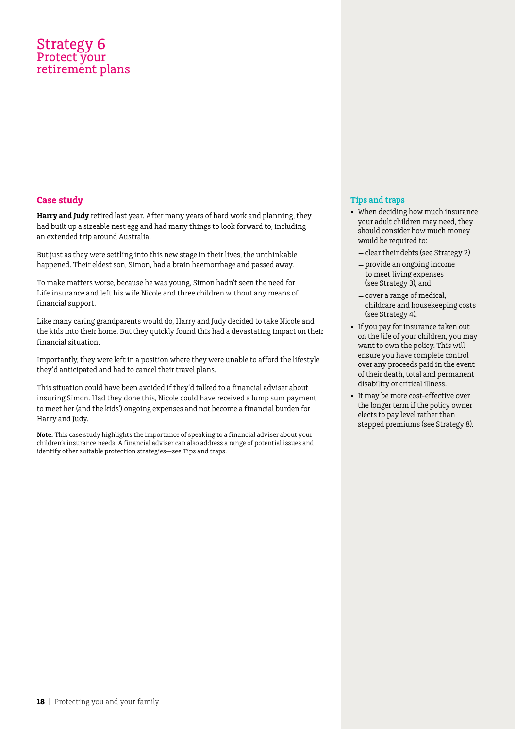# Strategy 6
## Protect your retirement plans

### Case study

**Harry and Judy** retired last year. After many years of hard work and planning, they had built up a sizeable nest egg and had many things to look forward to, including an extended trip around Australia.

But just as they were settling into this new stage in their lives, the unthinkable happened. Their eldest son, Simon, had a brain haemorrhage and passed away.

To make matters worse, because he was young, Simon hadn't seen the need for Life insurance and left his wife Nicole and three children without any means of financial support.

Like many caring grandparents would do, Harry and Judy decided to take Nicole and the kids into their home. But they quickly found this had a devastating impact on their financial situation.

Importantly, they were left in a position where they were unable to afford the lifestyle they'd anticipated and had to cancel their travel plans.

This situation could have been avoided if they'd talked to a financial adviser about insuring Simon. Had they done this, Nicole could have received a lump sum payment to meet her (and the kids') ongoing expenses and not become a financial burden for Harry and Judy.

**Note:** This case study highlights the importance of speaking to a financial adviser about your children's insurance needs. A financial adviser can also address a range of potential issues and identify other suitable protection strategies—see Tips and traps.

### Tips and traps

- When deciding how much insurance your adult children may need, they should consider how much money would be required to:
  - clear their debts (see Strategy 2)
  - provide an ongoing income to meet living expenses (see Strategy 3), and
  - cover a range of medical, childcare and housekeeping costs (see Strategy 4).
- If you pay for insurance taken out on the life of your children, you may want to own the policy. This will ensure you have complete control over any proceeds paid in the event of their death, total and permanent disability or critical illness.
- It may be more cost-effective over the longer term if the policy owner elects to pay level rather than stepped premiums (see Strategy 8).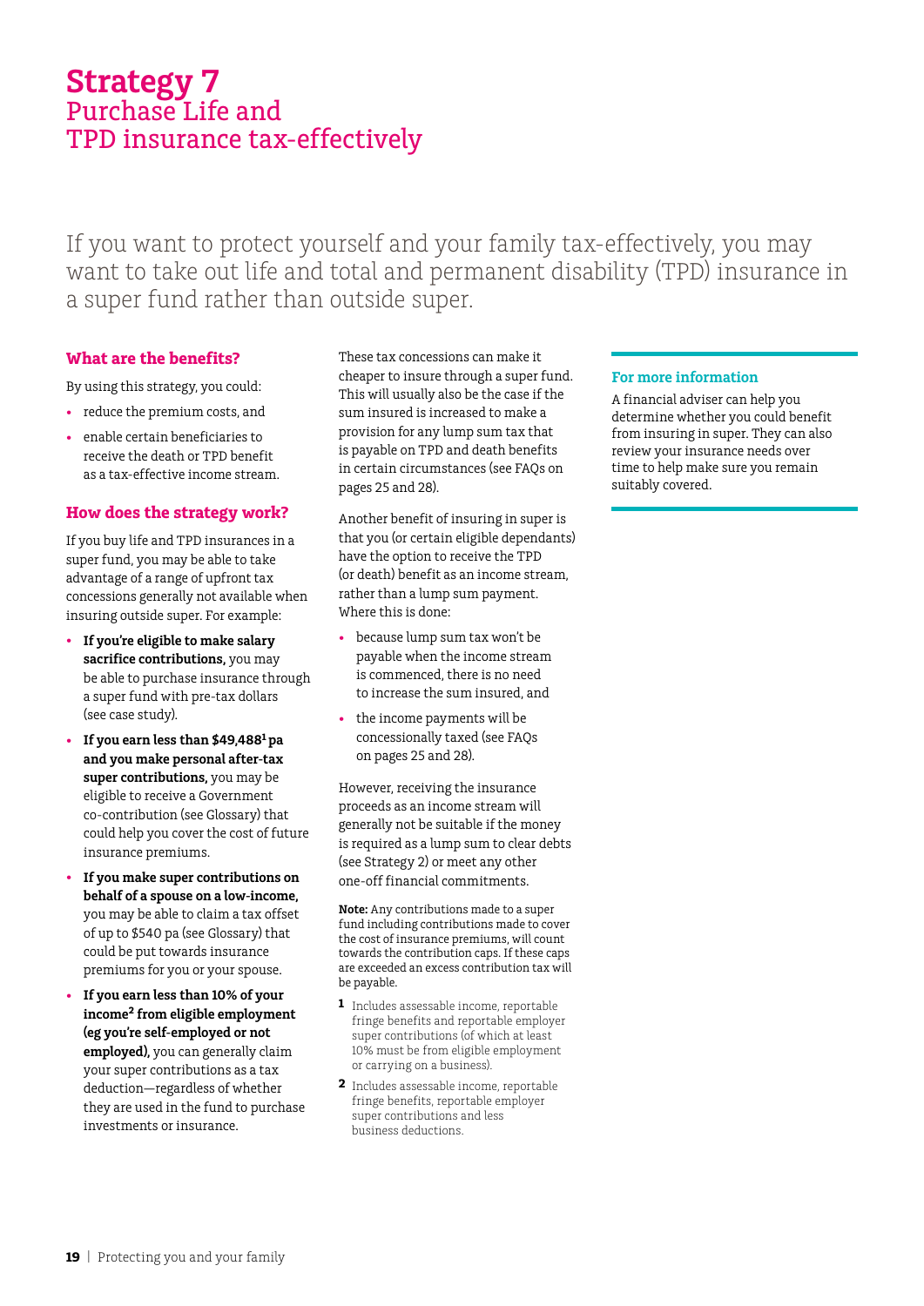# Strategy 7
## Purchase Life and TPD insurance tax-effectively

If you want to protect yourself and your family tax-effectively, you may want to take out life and total and permanent disability (TPD) insurance in a super fund rather than outside super.

### What are the benefits?

By using this strategy, you could:

- reduce the premium costs, and
- enable certain beneficiaries to receive the death or TPD benefit as a tax-effective income stream.

### How does the strategy work?

If you buy life and TPD insurances in a super fund, you may be able to take advantage of a range of upfront tax concessions generally not available when insuring outside super. For example:

- **If you're eligible to make salary sacrifice contributions,** you may be able to purchase insurance through a super fund with pre-tax dollars (see case study).
- **If you earn less than $49,488[1] pa and you make personal after-tax super contributions,** you may be eligible to receive a Government co-contribution (see Glossary) that could help you cover the cost of future insurance premiums.
- **If you make super contributions on behalf of a spouse on a low-income,** you may be able to claim a tax offset of up to $540 pa (see Glossary) that could be put towards insurance premiums for you or your spouse.
- **If you earn less than 10% of your income[2] from eligible employment (eg you're self-employed or not employed),** you can generally claim your super contributions as a tax deduction—regardless of whether they are used in the fund to purchase investments or insurance.

These tax concessions can make it cheaper to insure through a super fund. This will usually also be the case if the sum insured is increased to make a provision for any lump sum tax that is payable on TPD and death benefits in certain circumstances (see FAQs on pages 25 and 28).

Another benefit of insuring in super is that you (or certain eligible dependants) have the option to receive the TPD (or death) benefit as an income stream, rather than a lump sum payment. Where this is done:

- because lump sum tax won't be payable when the income stream is commenced, there is no need to increase the sum insured, and
- the income payments will be concessionally taxed (see FAQs on pages 25 and 28).

However, receiving the insurance proceeds as an income stream will generally not be suitable if the money is required as a lump sum to clear debts (see Strategy 2) or meet any other one-off financial commitments.

**Note:** Any contributions made to a super fund including contributions made to cover the cost of insurance premiums, will count towards the contribution caps. If these caps are exceeded an excess contribution tax will be payable.

1 Includes assessable income, reportable fringe benefits and reportable employer super contributions (of which at least 10% must be from eligible employment or carrying on a business).

2 Includes assessable income, reportable fringe benefits, reportable employer super contributions and less business deductions.

### For more information

A financial adviser can help you determine whether you could benefit from insuring in super. They can also review your insurance needs over time to help make sure you remain suitably covered.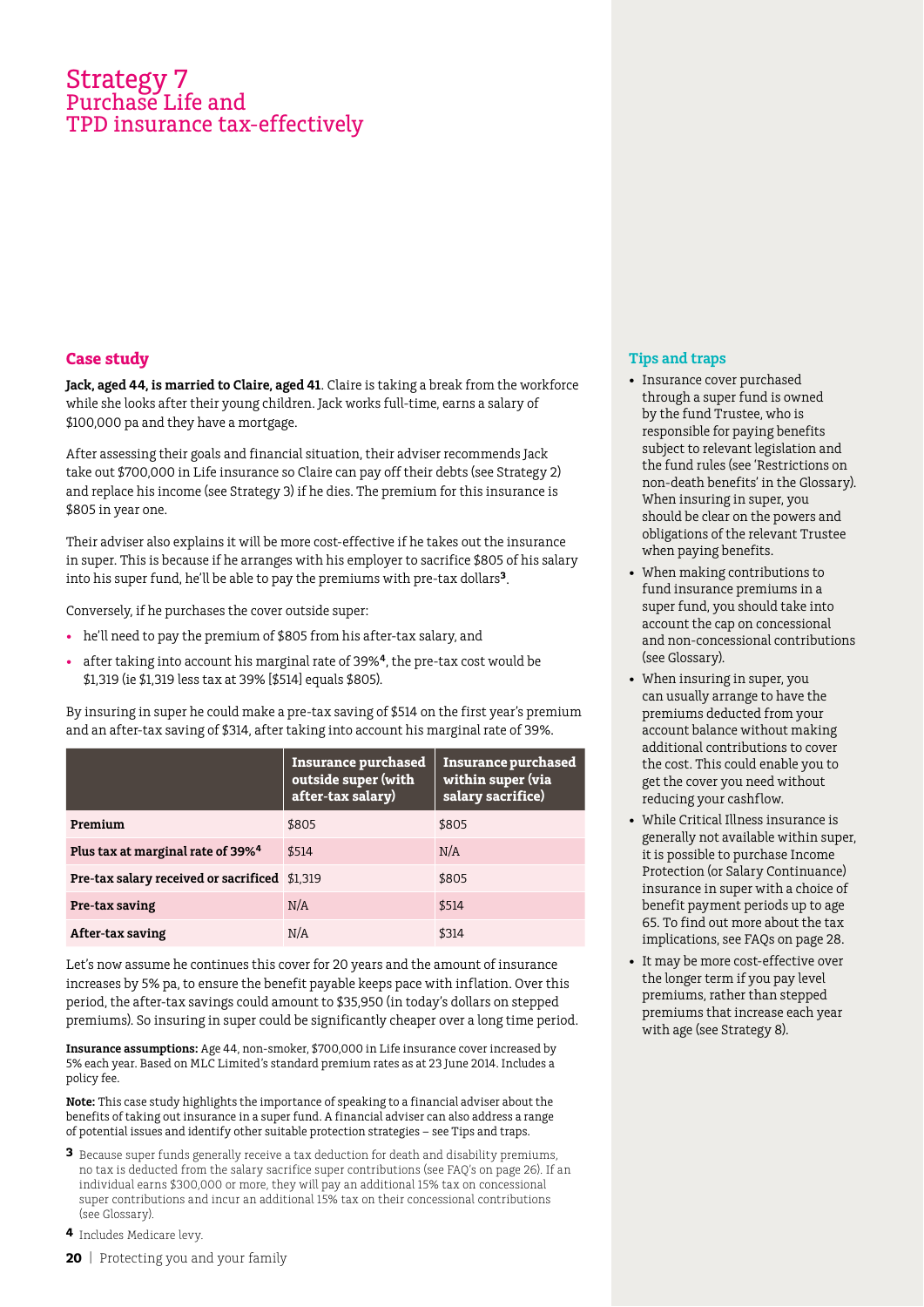# Strategy 7
## Purchase Life and TPD insurance tax-effectively

### Case study

**Jack, aged 44, is married to Claire, aged 41**. Claire is taking a break from the workforce while she looks after their young children. Jack works full-time, earns a salary of $100,000 pa and they have a mortgage.

After assessing their goals and financial situation, their adviser recommends Jack take out $700,000 in Life insurance so Claire can pay off their debts (see Strategy 2) and replace his income (see Strategy 3) if he dies. The premium for this insurance is $805 in year one.

Their adviser also explains it will be more cost-effective if he takes out the insurance in super. This is because if he arranges with his employer to sacrifice $805 of his salary into his super fund, he'll be able to pay the premiums with pre-tax dollars[3].

Conversely, if he purchases the cover outside super:

- he'll need to pay the premium of $805 from his after-tax salary, and
- after taking into account his marginal rate of 39%[4], the pre-tax cost would be $1,319 (ie $1,319 less tax at 39% [$514] equals $805).

By insuring in super he could make a pre-tax saving of $514 on the first year's premium and an after-tax saving of $314, after taking into account his marginal rate of 39%.

| | Insurance purchased outside super (with after-tax salary) | Insurance purchased within super (via salary sacrifice) |
|---|---|---|
| **Premium** | $805 | $805 |
| **Plus tax at marginal rate of 39%[4]** | $514 | N/A |
| **Pre-tax salary received or sacrificed** | $1,319 | $805 |
| **Pre-tax saving** | N/A | $514 |
| **After-tax saving** | N/A | $314 |

Let's now assume he continues this cover for 20 years and the amount of insurance increases by 5% pa, to ensure the benefit payable keeps pace with inflation. Over this period, the after-tax savings could amount to $35,950 (in today's dollars on stepped premiums). So insuring in super could be significantly cheaper over a long time period.

**Insurance assumptions:** Age 44, non-smoker, $700,000 in Life insurance cover increased by 5% each year. Based on MLC Limited's standard premium rates as at 23 June 2014. Includes a policy fee.

**Note:** This case study highlights the importance of speaking to a financial adviser about the benefits of taking out insurance in a super fund. A financial adviser can also address a range of potential issues and identify other suitable protection strategies – see Tips and traps.

[3] Because super funds generally receive a tax deduction for death and disability premiums, no tax is deducted from the salary sacrifice super contributions (see FAQ's on page 26). If an individual earns $300,000 or more, they will pay an additional 15% tax on concessional super contributions and incur an additional 15% tax on their concessional contributions (see Glossary).

[4] Includes Medicare levy.

### Tips and traps

- Insurance cover purchased through a super fund is owned by the fund Trustee, who is responsible for paying benefits subject to relevant legislation and the fund rules (see 'Restrictions on non-death benefits' in the Glossary). When insuring in super, you should be clear on the powers and obligations of the relevant Trustee when paying benefits.
- When making contributions to fund insurance premiums in a super fund, you should take into account the cap on concessional and non-concessional contributions (see Glossary).
- When insuring in super, you can usually arrange to have the premiums deducted from your account balance without making additional contributions to cover the cost. This could enable you to get the cover you need without reducing your cashflow.
- While Critical Illness insurance is generally not available within super, it is possible to purchase Income Protection (or Salary Continuance) insurance in super with a choice of benefit payment periods up to age 65. To find out more about the tax implications, see FAQs on page 28.
- It may be more cost-effective over the longer term if you pay level premiums, rather than stepped premiums that increase each year with age (see Strategy 8).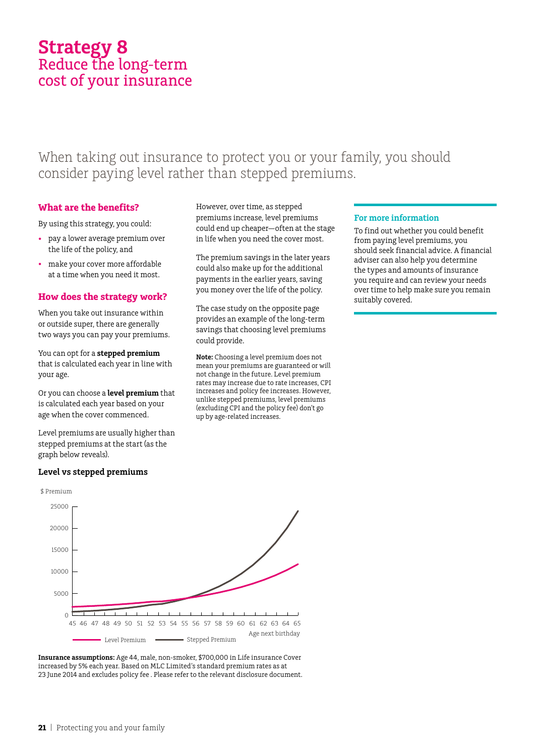# Strategy 8
## Reduce the long-term cost of your insurance

When taking out insurance to protect you or your family, you should consider paying level rather than stepped premiums.

### What are the benefits?

By using this strategy, you could:

- pay a lower average premium over the life of the policy, and
- make your cover more affordable at a time when you need it most.

### How does the strategy work?

When you take out insurance within or outside super, there are generally two ways you can pay your premiums.

You can opt for a **stepped premium** that is calculated each year in line with your age.

Or you can choose a **level premium** that is calculated each year based on your age when the cover commenced.

Level premiums are usually higher than stepped premiums at the start (as the graph below reveals).

However, over time, as stepped premiums increase, level premiums could end up cheaper—often at the stage in life when you need the cover most.

The premium savings in the later years could also make up for the additional payments in the earlier years, saving you money over the life of the policy.

The case study on the opposite page provides an example of the long-term savings that choosing level premiums could provide.

**Note:** Choosing a level premium does not mean your premiums are guaranteed or will not change in the future. Level premium rates may increase due to rate increases, CPI increases and policy fee increases. However, unlike stepped premiums, level premiums (excluding CPI and the policy fee) don't go up by age-related increases.

**Level vs stepped premiums**

$ Premium

25000
20000
15000
10000
5000
0

45 46 47 48 49 50 51 52 53 54 55 56 57 58 59 60 61 62 63 64 65

Age next birthday

Level Premium
Stepped Premium

**Insurance assumptions:** Age 44, male, non-smoker, $700,000 in Life insurance Cover increased by 5% each year. Based on MLC Limited's standard premium rates as at 23 June 2014 and excludes policy fee . Please refer to the relevant disclosure document.

### For more information

To find out whether you could benefit from paying level premiums, you should seek financial advice. A financial adviser can also help you determine the types and amounts of insurance you require and can review your needs over time to help make sure you remain suitably covered.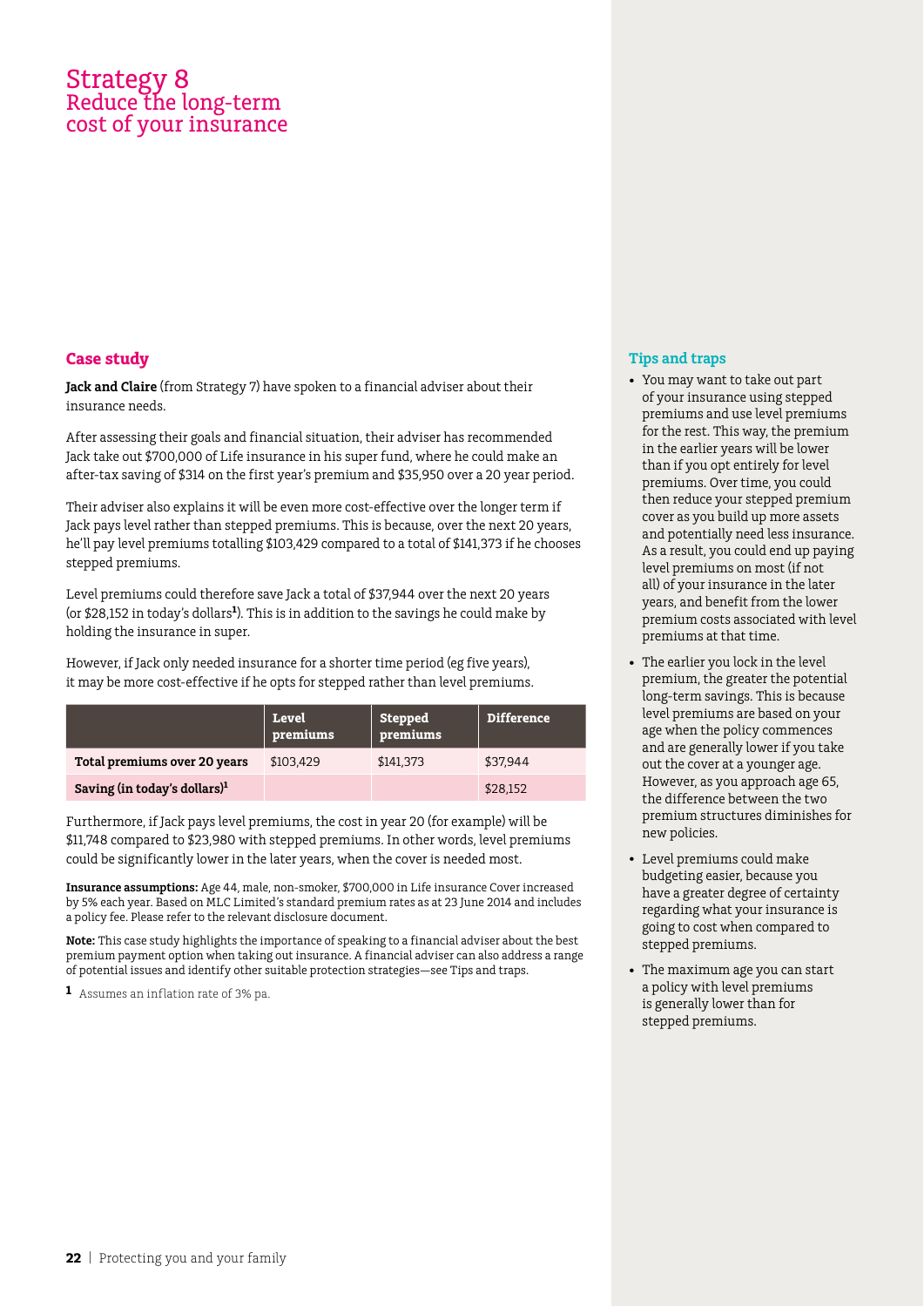# Strategy 8
## Reduce the long-term cost of your insurance

### Case study

**Jack and Claire** (from Strategy 7) have spoken to a financial adviser about their insurance needs.

After assessing their goals and financial situation, their adviser has recommended Jack take out $700,000 of Life insurance in his super fund, where he could make an after-tax saving of $314 on the first year's premium and $35,950 over a 20 year period.

Their adviser also explains it will be even more cost-effective over the longer term if Jack pays level rather than stepped premiums. This is because, over the next 20 years, he'll pay level premiums totalling $103,429 compared to a total of $141,373 if he chooses stepped premiums.

Level premiums could therefore save Jack a total of $37,944 over the next 20 years (or $28,152 in today's dollars[1]). This is in addition to the savings he could make by holding the insurance in super.

However, if Jack only needed insurance for a shorter time period (eg five years), it may be more cost-effective if he opts for stepped rather than level premiums.

| | Level premiums | Stepped premiums | Difference |
|---|---|---|---|
| **Total premiums over 20 years** | $103,429 | $141,373 | $37,944 |
| **Saving (in today's dollars)[1]** | | | $28,152 |

Furthermore, if Jack pays level premiums, the cost in year 20 (for example) will be $11,748 compared to $23,980 with stepped premiums. In other words, level premiums could be significantly lower in the later years, when the cover is needed most.

**Insurance assumptions:** Age 44, male, non-smoker, $700,000 in Life insurance Cover increased by 5% each year. Based on MLC Limited's standard premium rates as at 23 June 2014 and includes a policy fee. Please refer to the relevant disclosure document.

**Note:** This case study highlights the importance of speaking to a financial adviser about the best premium payment option when taking out insurance. A financial adviser can also address a range of potential issues and identify other suitable protection strategies—see Tips and traps.

[1] Assumes an inflation rate of 3% pa.

### Tips and traps

- You may want to take out part of your insurance using stepped premiums and use level premiums for the rest. This way, the premium in the earlier years will be lower than if you opt entirely for level premiums. Over time, you could then reduce your stepped premium cover as you build up more assets and potentially need less insurance. As a result, you could end up paying level premiums on most (if not all) of your insurance in the later years, and benefit from the lower premium costs associated with level premiums at that time.
- The earlier you lock in the level premium, the greater the potential long-term savings. This is because level premiums are based on your age when the policy commences and are generally lower if you take out the cover at a younger age. However, as you approach age 65, the difference between the two premium structures diminishes for new policies.
- Level premiums could make budgeting easier, because you have a greater degree of certainty regarding what your insurance is going to cost when compared to stepped premiums.
- The maximum age you can start a policy with level premiums is generally lower than for stepped premiums.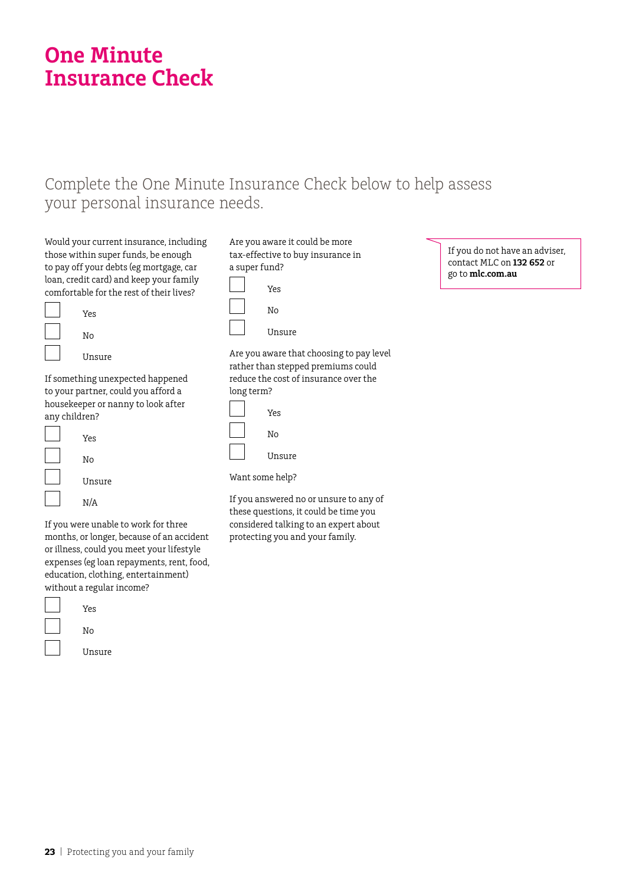# One Minute Insurance Check

Complete the One Minute Insurance Check below to help assess your personal insurance needs.

Would your current insurance, including those within super funds, be enough to pay off your debts (eg mortgage, car loan, credit card) and keep your family comfortable for the rest of their lives?

- [ ] Yes
- [ ] No
- [ ] Unsure

If something unexpected happened to your partner, could you afford a housekeeper or nanny to look after any children?

- [ ] Yes
- [ ] No
- [ ] Unsure
- [ ] N/A

If you were unable to work for three months, or longer, because of an accident or illness, could you meet your lifestyle expenses (eg loan repayments, rent, food, education, clothing, entertainment) without a regular income?

- [ ] Yes
- [ ] No
- [ ] Unsure

Are you aware it could be more tax-effective to buy insurance in a super fund?

- [ ] Yes
- [ ] No
- [ ] Unsure

Are you aware that choosing to pay level rather than stepped premiums could reduce the cost of insurance over the long term?

- [ ] Yes
- [ ] No
- [ ] Unsure

Want some help?

If you answered no or unsure to any of these questions, it could be time you considered talking to an expert about protecting you and your family.

If you do not have an adviser, contact MLC on **132 652** or go to **mlc.com.au**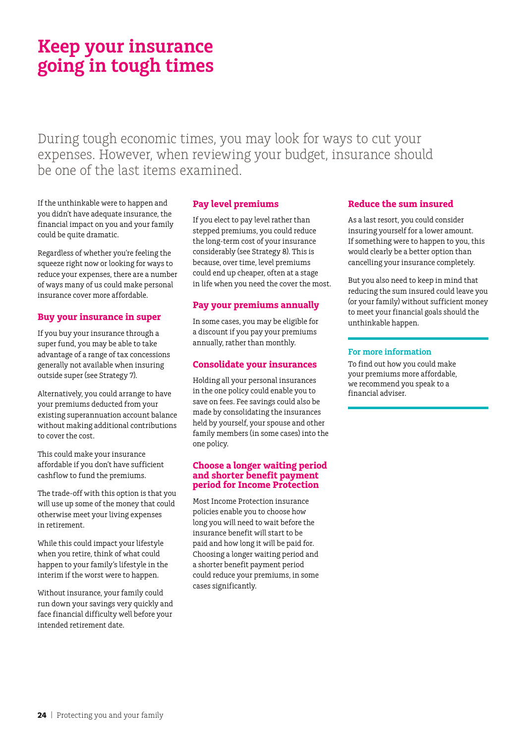# Keep your insurance going in tough times

During tough economic times, you may look for ways to cut your expenses. However, when reviewing your budget, insurance should be one of the last items examined.

If the unthinkable were to happen and you didn't have adequate insurance, the financial impact on you and your family could be quite dramatic.

Regardless of whether you're feeling the squeeze right now or looking for ways to reduce your expenses, there are a number of ways many of us could make personal insurance cover more affordable.

## Buy your insurance in super

If you buy your insurance through a super fund, you may be able to take advantage of a range of tax concessions generally not available when insuring outside super (see Strategy 7).

Alternatively, you could arrange to have your premiums deducted from your existing superannuation account balance without making additional contributions to cover the cost.

This could make your insurance affordable if you don't have sufficient cashflow to fund the premiums.

The trade-off with this option is that you will use up some of the money that could otherwise meet your living expenses in retirement.

While this could impact your lifestyle when you retire, think of what could happen to your family's lifestyle in the interim if the worst were to happen.

Without insurance, your family could run down your savings very quickly and face financial difficulty well before your intended retirement date.

## Pay level premiums

If you elect to pay level rather than stepped premiums, you could reduce the long-term cost of your insurance considerably (see Strategy 8). This is because, over time, level premiums could end up cheaper, often at a stage in life when you need the cover the most.

## Pay your premiums annually

In some cases, you may be eligible for a discount if you pay your premiums annually, rather than monthly.

## Consolidate your insurances

Holding all your personal insurances in the one policy could enable you to save on fees. Fee savings could also be made by consolidating the insurances held by yourself, your spouse and other family members (in some cases) into the one policy.

## Choose a longer waiting period and shorter benefit payment period for Income Protection

Most Income Protection insurance policies enable you to choose how long you will need to wait before the insurance benefit will start to be paid and how long it will be paid for. Choosing a longer waiting period and a shorter benefit payment period could reduce your premiums, in some cases significantly.

## Reduce the sum insured

As a last resort, you could consider insuring yourself for a lower amount. If something were to happen to you, this would clearly be a better option than cancelling your insurance completely.

But you also need to keep in mind that reducing the sum insured could leave you (or your family) without sufficient money to meet your financial goals should the unthinkable happen.

### For more information

To find out how you could make your premiums more affordable, we recommend you speak to a financial adviser.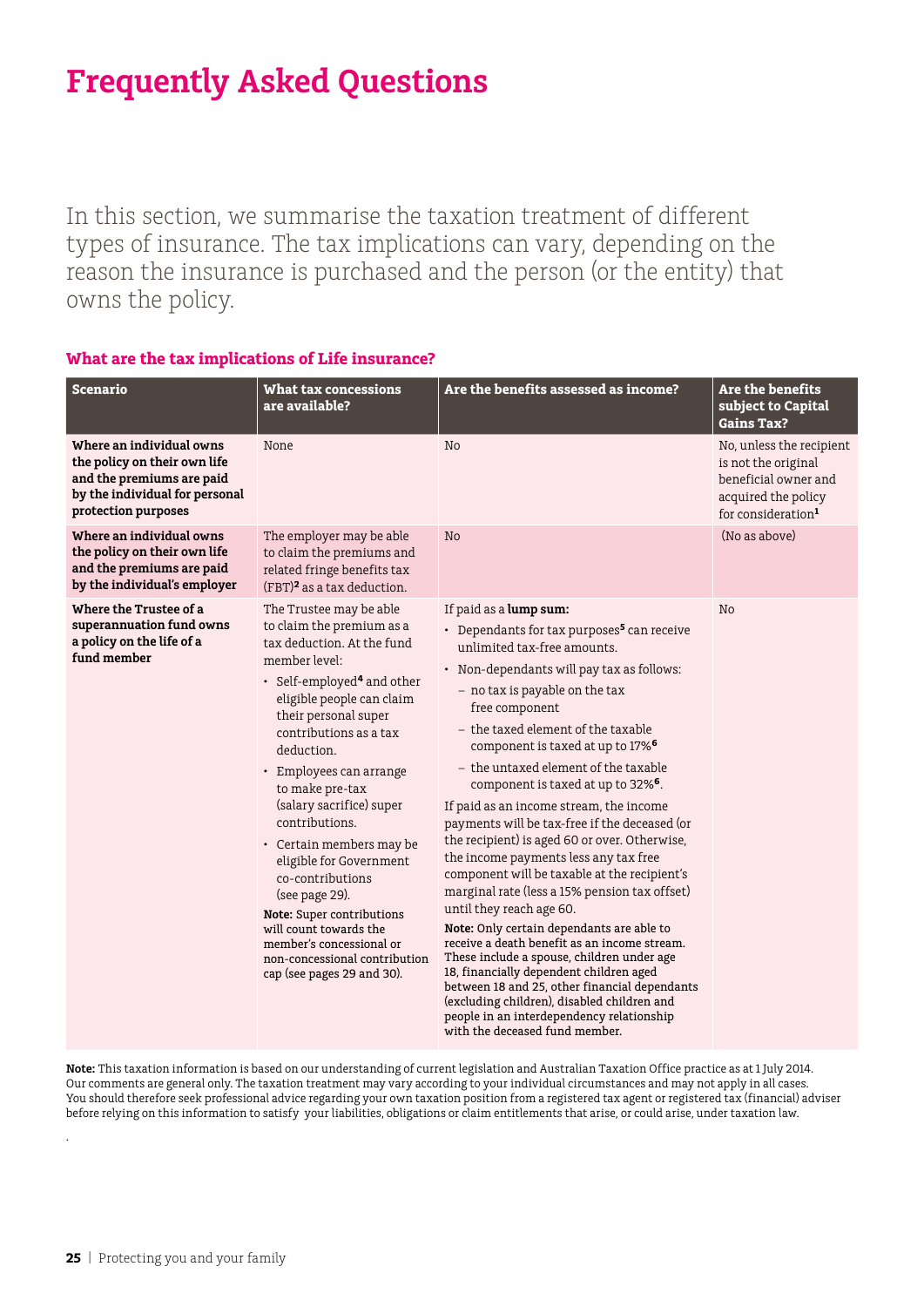# Frequently Asked Questions

In this section, we summarise the taxation treatment of different types of insurance. The tax implications can vary, depending on the reason the insurance is purchased and the person (or the entity) that owns the policy.

### What are the tax implications of Life insurance?

| Scenario | What tax concessions are available? | Are the benefits assessed as income? | Are the benefits subject to Capital Gains Tax? |
|---|---|---|---|
| **Where an individual owns the policy on their own life and the premiums are paid by the individual for personal protection purposes** | None | No | No, unless the recipient is not the original beneficial owner and acquired the policy for consideration[1] |
| **Where an individual owns the policy on their own life and the premiums are paid by the individual's employer** | The employer may be able to claim the premiums and related fringe benefits tax (FBT)[2] as a tax deduction. | No | (No as above) |
| **Where the Trustee of a superannuation fund owns a policy on the life of a fund member** | The Trustee may be able to claim the premium as a tax deduction. At the fund member level:<br>• Self-employed[4] and other eligible people can claim their personal super contributions as a tax deduction.<br>• Employees can arrange to make pre-tax (salary sacrifice) super contributions.<br>• Certain members may be eligible for Government co-contributions (see page 29).<br>**Note:** Super contributions will count towards the member's concessional or non-concessional contribution cap (see pages 29 and 30). | If paid as a **lump sum:**<br>• Dependants for tax purposes[5] can receive unlimited tax-free amounts.<br>• Non-dependants will pay tax as follows:<br>– no tax is payable on the tax free component<br>– the taxed element of the taxable component is taxed at up to 17%[6]<br>– the untaxed element of the taxable component is taxed at up to 32%[6].<br>If paid as an income stream, the income payments will be tax-free if the deceased (or the recipient) is aged 60 or over. Otherwise, the income payments less any tax free component will be taxable at the recipient's marginal rate (less a 15% pension tax offset) until they reach age 60.<br>**Note:** Only certain dependants are able to receive a death benefit as an income stream. These include a spouse, children under age 18, financially dependent children aged between 18 and 25, other financial dependants (excluding children), disabled children and people in an interdependency relationship with the deceased fund member. | No |

**Note:** This taxation information is based on our understanding of current legislation and Australian Taxation Office practice as at 1 July 2014. Our comments are general only. The taxation treatment may vary according to your individual circumstances and may not apply in all cases. You should therefore seek professional advice regarding your own taxation position from a registered tax agent or registered tax (financial) adviser before relying on this information to satisfy your liabilities, obligations or claim entitlements that arise, or could arise, under taxation law.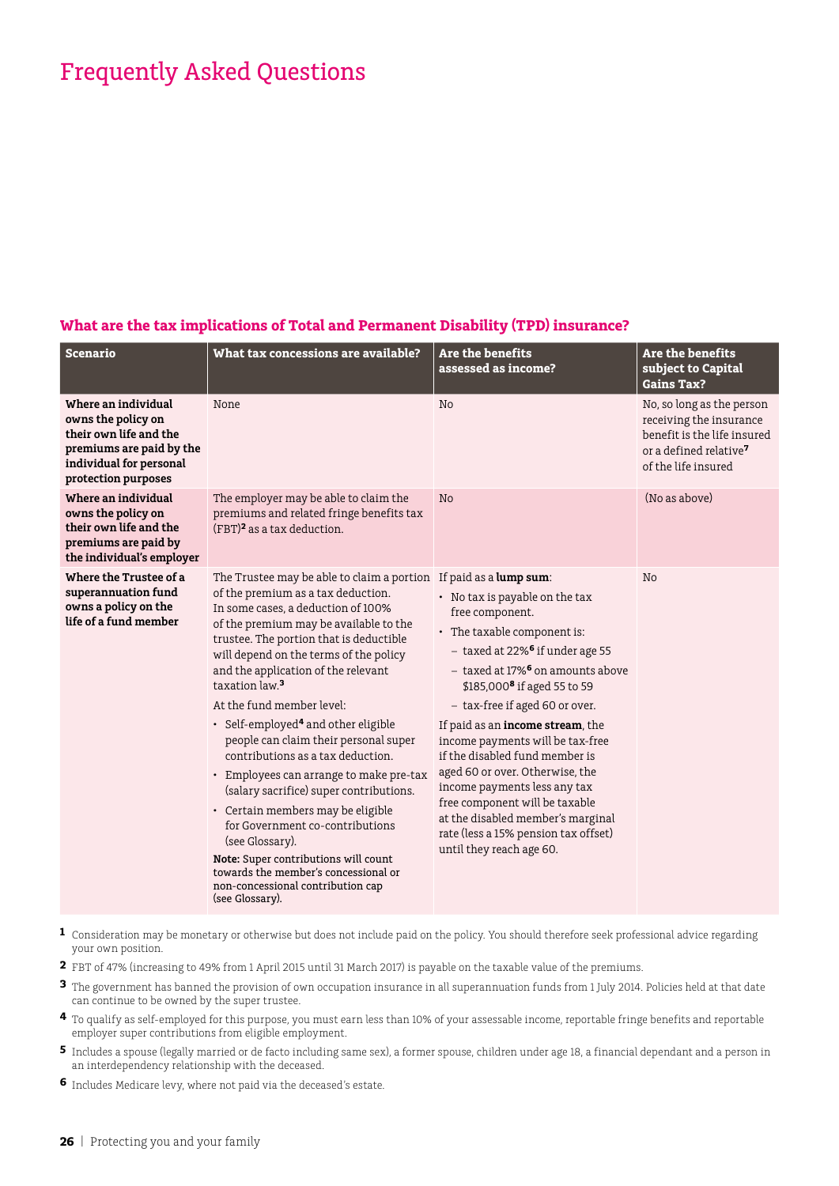# Frequently Asked Questions

### What are the tax implications of Total and Permanent Disability (TPD) insurance?

| Scenario | What tax concessions are available? | Are the benefits assessed as income? | Are the benefits subject to Capital Gains Tax? |
|---|---|---|---|
| **Where an individual owns the policy on their own life and the premiums are paid by the individual for personal protection purposes** | None | No | No, so long as the person receiving the insurance benefit is the life insured or a defined relative[7] of the life insured |
| **Where an individual owns the policy on their own life and the premiums are paid by the individual's employer** | The employer may be able to claim the premiums and related fringe benefits tax (FBT)[2] as a tax deduction. | No | (No as above) |
| **Where the Trustee of a superannuation fund owns a policy on the life of a fund member** | The Trustee may be able to claim a portion of the premium as a tax deduction. In some cases, a deduction of 100% of the premium may be available to the trustee. The portion that is deductible will depend on the terms of the policy and the application of the relevant taxation law.[3]<br><br>At the fund member level:<br>• Self-employed[4] and other eligible people can claim their personal super contributions as a tax deduction.<br>• Employees can arrange to make pre-tax (salary sacrifice) super contributions.<br>• Certain members may be eligible for Government co-contributions (see Glossary).<br><br>**Note:** Super contributions will count towards the member's concessional or non-concessional contribution cap (see Glossary). | If paid as a **lump sum**:<br>• No tax is payable on the tax free component.<br>• The taxable component is:<br>– taxed at 22%[6] if under age 55<br>– taxed at 17%[6] on amounts above $185,000[8] if aged 55 to 59<br>– tax-free if aged 60 or over.<br><br>If paid as an **income stream**, the income payments will be tax-free if the disabled fund member is aged 60 or over. Otherwise, the income payments less any tax free component will be taxable at the disabled member's marginal rate (less a 15% pension tax offset) until they reach age 60. | No |

[1] Consideration may be monetary or otherwise but does not include paid on the policy. You should therefore seek professional advice regarding your own position.

[2] FBT of 47% (increasing to 49% from 1 April 2015 until 31 March 2017) is payable on the taxable value of the premiums.

[3] The government has banned the provision of own occupation insurance in all superannuation funds from 1 July 2014. Policies held at that date can continue to be owned by the super trustee.

[4] To qualify as self-employed for this purpose, you must earn less than 10% of your assessable income, reportable fringe benefits and reportable employer super contributions from eligible employment.

[5] Includes a spouse (legally married or de facto including same sex), a former spouse, children under age 18, a financial dependant and a person in an interdependency relationship with the deceased.

[6] Includes Medicare levy, where not paid via the deceased's estate.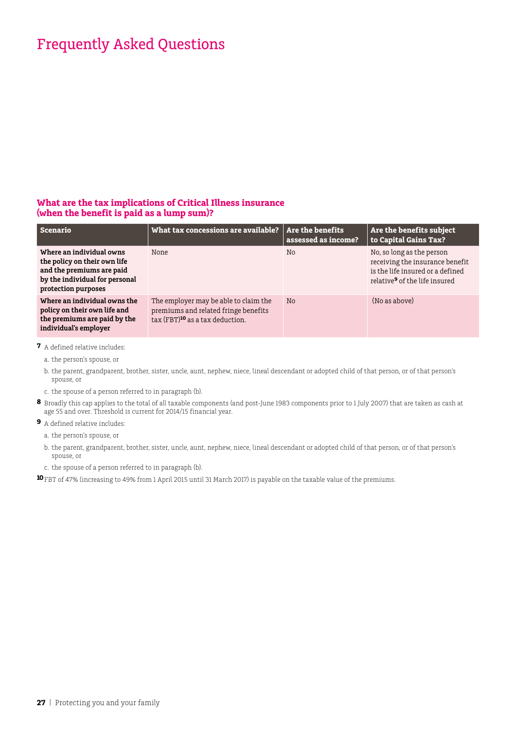# Frequently Asked Questions

### What are the tax implications of Critical Illness insurance (when the benefit is paid as a lump sum)?

| Scenario | What tax concessions are available? | Are the benefits assessed as income? | Are the benefits subject to Capital Gains Tax? |
|---|---|---|---|
| **Where an individual owns the policy on their own life and the premiums are paid by the individual for personal protection purposes** | None | No | No, so long as the person receiving the insurance benefit is the life insured or a defined relative[9] of the life insured |
| **Where an individual owns the policy on their own life and the premiums are paid by the individual's employer** | The employer may be able to claim the premiums and related fringe benefits tax (FBT)[10] as a tax deduction. | No | (No as above) |

**7** A defined relative includes:

a. the person's spouse, or

b. the parent, grandparent, brother, sister, uncle, aunt, nephew, niece, lineal descendant or adopted child of that person, or of that person's spouse, or

c. the spouse of a person referred to in paragraph (b).

**8** Broadly this cap applies to the total of all taxable components (and post-June 1983 components prior to 1 July 2007) that are taken as cash at age 55 and over. Threshold is current for 2014/15 financial year.

**9** A defined relative includes:

a. the person's spouse, or

b. the parent, grandparent, brother, sister, uncle, aunt, nephew, niece, lineal descendant or adopted child of that person, or of that person's spouse, or

c. the spouse of a person referred to in paragraph (b).

**10** FBT of 47% (increasing to 49% from 1 April 2015 until 31 March 2017) is payable on the taxable value of the premiums.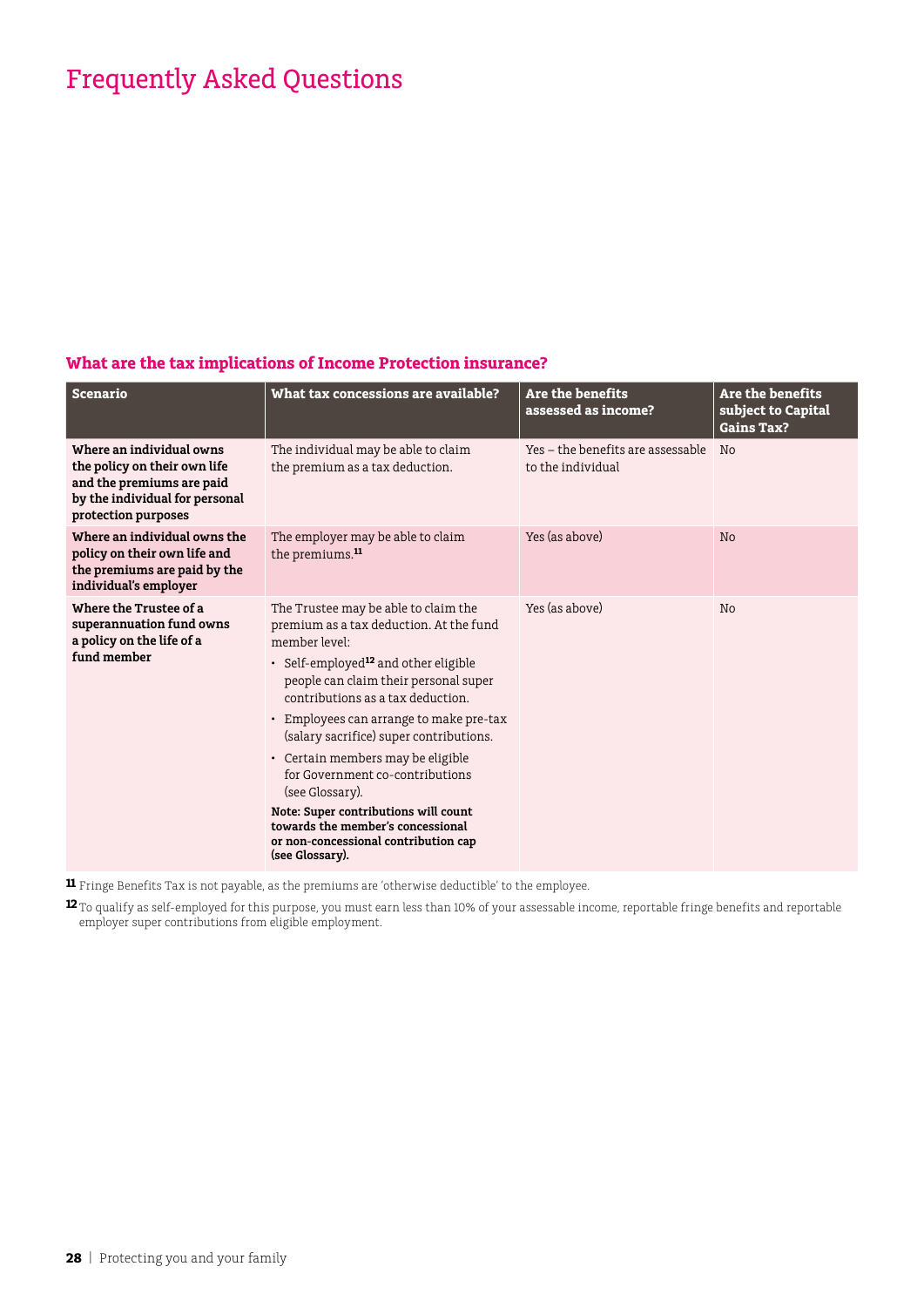# Frequently Asked Questions

## What are the tax implications of Income Protection insurance?

| Scenario | What tax concessions are available? | Are the benefits assessed as income? | Are the benefits subject to Capital Gains Tax? |
| --- | --- | --- | --- |
| **Where an individual owns the policy on their own life and the premiums are paid by the individual for personal protection purposes** | The individual may be able to claim the premium as a tax deduction. | Yes – the benefits are assessable to the individual | No |
| **Where an individual owns the policy on their own life and the premiums are paid by the individual's employer** | The employer may be able to claim the premiums.[11] | Yes (as above) | No |
| **Where the Trustee of a superannuation fund owns a policy on the life of a fund member** | The Trustee may be able to claim the premium as a tax deduction. At the fund member level: <br>• Self-employed[12] and other eligible people can claim their personal super contributions as a tax deduction. <br>• Employees can arrange to make pre-tax (salary sacrifice) super contributions. <br>• Certain members may be eligible for Government co-contributions (see Glossary). <br>**Note: Super contributions will count towards the member's concessional or non-concessional contribution cap (see Glossary).** | Yes (as above) | No |

**11** Fringe Benefits Tax is not payable, as the premiums are 'otherwise deductible' to the employee.

**12** To qualify as self-employed for this purpose, you must earn less than 10% of your assessable income, reportable fringe benefits and reportable employer super contributions from eligible employment.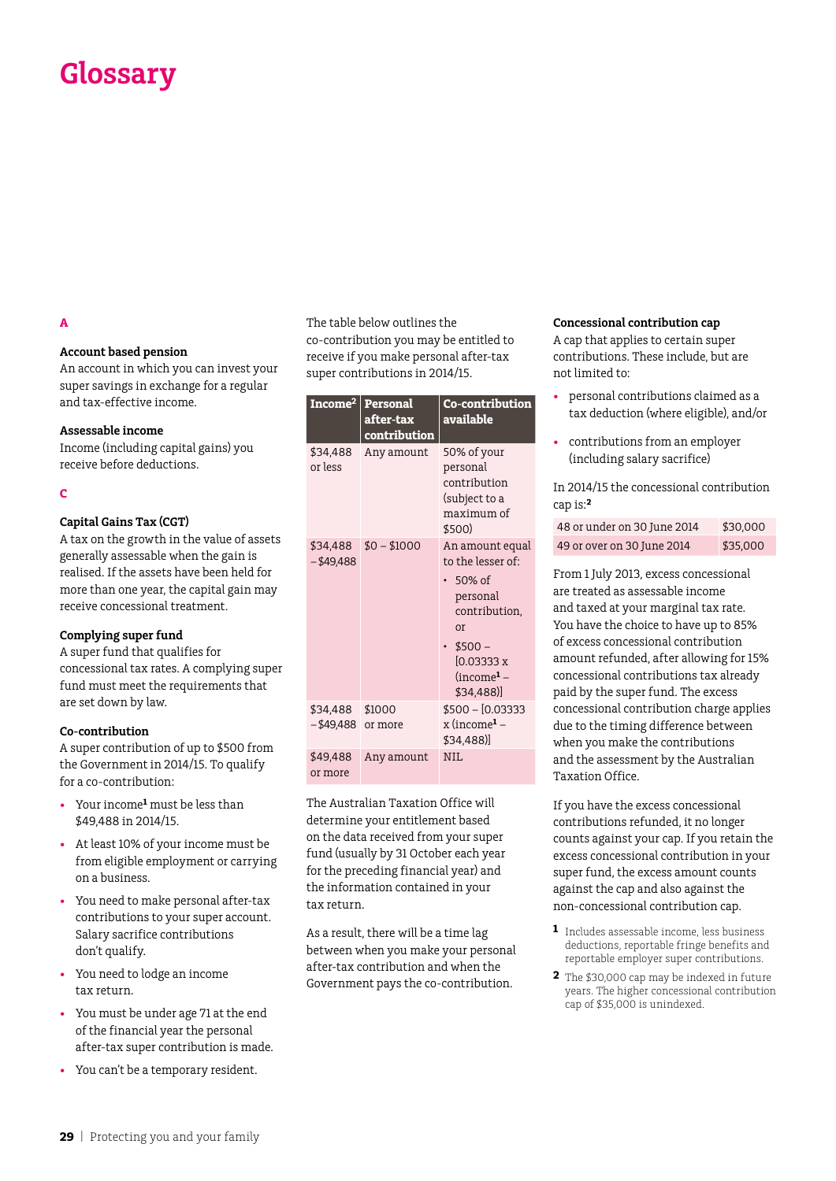# Glossary

## A

### Account based pension

An account in which you can invest your super savings in exchange for a regular and tax-effective income.

### Assessable income

Income (including capital gains) you receive before deductions.

## C

### Capital Gains Tax (CGT)

A tax on the growth in the value of assets generally assessable when the gain is realised. If the assets have been held for more than one year, the capital gain may receive concessional treatment.

### Complying super fund

A super fund that qualifies for concessional tax rates. A complying super fund must meet the requirements that are set down by law.

### Co-contribution

A super contribution of up to $500 from the Government in 2014/15. To qualify for a co-contribution:

- Your income[1] must be less than $49,488 in 2014/15.
- At least 10% of your income must be from eligible employment or carrying on a business.
- You need to make personal after-tax contributions to your super account. Salary sacrifice contributions don't qualify.
- You need to lodge an income tax return.
- You must be under age 71 at the end of the financial year the personal after-tax super contribution is made.
- You can't be a temporary resident.

The table below outlines the co-contribution you may be entitled to receive if you make personal after-tax super contributions in 2014/15.

| Income[2] | Personal after-tax contribution | Co-contribution available |
|---|---|---|
| $34,488 or less | Any amount | 50% of your personal contribution (subject to a maximum of $500) |
| $34,488 – $49,488 | $0 – $1000 | An amount equal to the lesser of: • 50% of personal contribution, or • $500 – [0.03333 x (income[1] – $34,488)] |
| $34,488 – $49,488 | $1000 or more | $500 – [0.03333 x (income[1] – $34,488)] |
| $49,488 or more | Any amount | NIL |

The Australian Taxation Office will determine your entitlement based on the data received from your super fund (usually by 31 October each year for the preceding financial year) and the information contained in your tax return.

As a result, there will be a time lag between when you make your personal after-tax contribution and when the Government pays the co-contribution.

### Concessional contribution cap

A cap that applies to certain super contributions. These include, but are not limited to:

- personal contributions claimed as a tax deduction (where eligible), and/or
- contributions from an employer (including salary sacrifice)

In 2014/15 the concessional contribution cap is:[2]

| | |
|---|---|
| 48 or under on 30 June 2014 | $30,000 |
| 49 or over on 30 June 2014 | $35,000 |

From 1 July 2013, excess concessional are treated as assessable income and taxed at your marginal tax rate. You have the choice to have up to 85% of excess concessional contribution amount refunded, after allowing for 15% concessional contributions tax already paid by the super fund. The excess concessional contribution charge applies due to the timing difference between when you make the contributions and the assessment by the Australian Taxation Office.

If you have the excess concessional contributions refunded, it no longer counts against your cap. If you retain the excess concessional contribution in your super fund, the excess amount counts against the cap and also against the non-concessional contribution cap.

1 Includes assessable income, less business deductions, reportable fringe benefits and reportable employer super contributions.

2 The $30,000 cap may be indexed in future years. The higher concessional contribution cap of $35,000 is unindexed.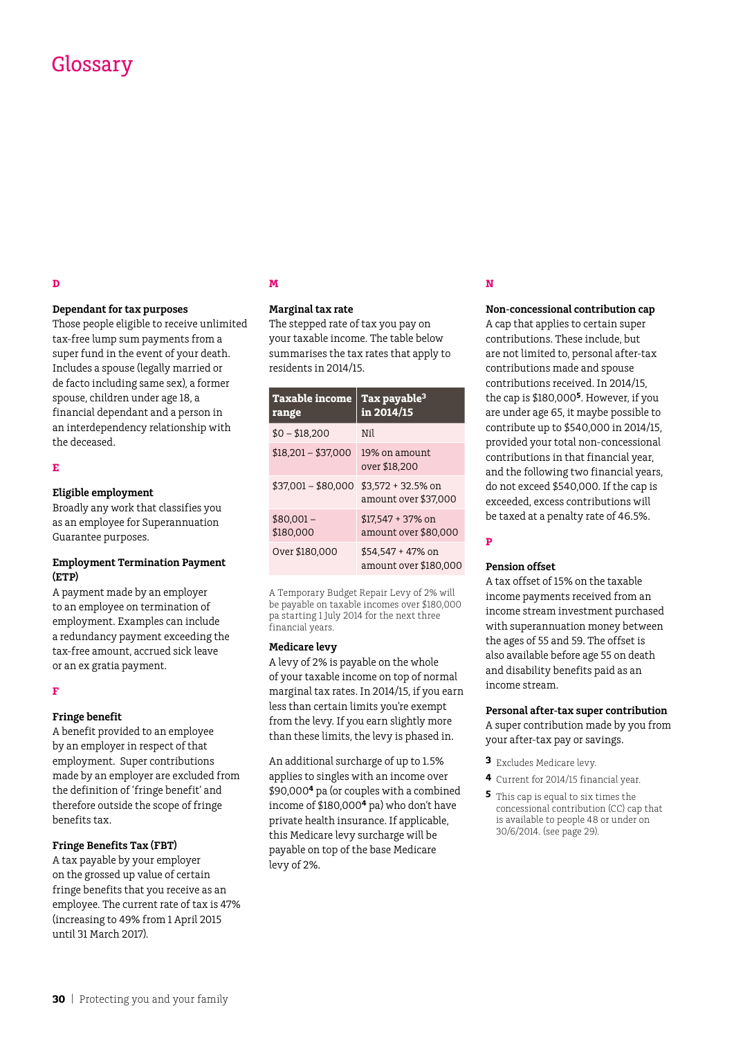# Glossary

## D

### Dependant for tax purposes

Those people eligible to receive unlimited tax-free lump sum payments from a super fund in the event of your death. Includes a spouse (legally married or de facto including same sex), a former spouse, children under age 18, a financial dependant and a person in an interdependency relationship with the deceased.

## E

### Eligible employment

Broadly any work that classifies you as an employee for Superannuation Guarantee purposes.

### Employment Termination Payment (ETP)

A payment made by an employer to an employee on termination of employment. Examples can include a redundancy payment exceeding the tax-free amount, accrued sick leave or an ex gratia payment.

## F

### Fringe benefit

A benefit provided to an employee by an employer in respect of that employment. Super contributions made by an employer are excluded from the definition of 'fringe benefit' and therefore outside the scope of fringe benefits tax.

### Fringe Benefits Tax (FBT)

A tax payable by your employer on the grossed up value of certain fringe benefits that you receive as an employee. The current rate of tax is 47% (increasing to 49% from 1 April 2015 until 31 March 2017).

## M

### Marginal tax rate

The stepped rate of tax you pay on your taxable income. The table below summarises the tax rates that apply to residents in 2014/15.

| Taxable income range | Tax payable[3] in 2014/15 |
|---|---|
| $0 – $18,200 | Nil |
| $18,201 – $37,000 | 19% on amount over $18,200 |
| $37,001 – $80,000 | $3,572 + 32.5% on amount over $37,000 |
| $80,001 – $180,000 | $17,547 + 37% on amount over $80,000 |
| Over $180,000 | $54,547 + 47% on amount over $180,000 |

A Temporary Budget Repair Levy of 2% will be payable on taxable incomes over $180,000 pa starting 1 July 2014 for the next three financial years.

### Medicare levy

A levy of 2% is payable on the whole of your taxable income on top of normal marginal tax rates. In 2014/15, if you earn less than certain limits you're exempt from the levy. If you earn slightly more than these limits, the levy is phased in.

An additional surcharge of up to 1.5% applies to singles with an income over $90,000[4] pa (or couples with a combined income of $180,000[4] pa) who don't have private health insurance. If applicable, this Medicare levy surcharge will be payable on top of the base Medicare levy of 2%.

## N

### Non-concessional contribution cap

A cap that applies to certain super contributions. These include, but are not limited to, personal after-tax contributions made and spouse contributions received. In 2014/15, the cap is $180,000[5]. However, if you are under age 65, it maybe possible to contribute up to $540,000 in 2014/15, provided your total non-concessional contributions in that financial year, and the following two financial years, do not exceed $540,000. If the cap is exceeded, excess contributions will be taxed at a penalty rate of 46.5%.

## P

### Pension offset

A tax offset of 15% on the taxable income payments received from an income stream investment purchased with superannuation money between the ages of 55 and 59. The offset is also available before age 55 on death and disability benefits paid as an income stream.

### Personal after-tax super contribution

A super contribution made by you from your after-tax pay or savings.

[3] Excludes Medicare levy.

[4] Current for 2014/15 financial year.

[5] This cap is equal to six times the concessional contribution (CC) cap that is available to people 48 or under on 30/6/2014. (see page 29).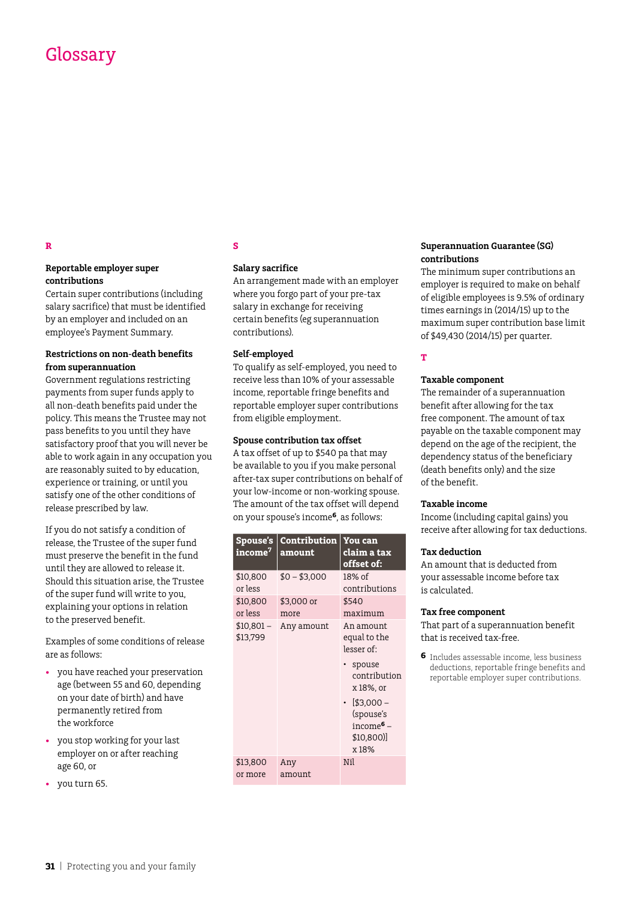# Glossary

## R

**Reportable employer super contributions**
Certain super contributions (including salary sacrifice) that must be identified by an employer and included on an employee's Payment Summary.

**Restrictions on non-death benefits from superannuation**
Government regulations restricting payments from super funds apply to all non-death benefits paid under the policy. This means the Trustee may not pass benefits to you until they have satisfactory proof that you will never be able to work again in any occupation you are reasonably suited to by education, experience or training, or until you satisfy one of the other conditions of release prescribed by law.

If you do not satisfy a condition of release, the Trustee of the super fund must preserve the benefit in the fund until they are allowed to release it. Should this situation arise, the Trustee of the super fund will write to you, explaining your options in relation to the preserved benefit.

Examples of some conditions of release are as follows:

- you have reached your preservation age (between 55 and 60, depending on your date of birth) and have permanently retired from the workforce
- you stop working for your last employer on or after reaching age 60, or
- you turn 65.

## S

**Salary sacrifice**
An arrangement made with an employer where you forgo part of your pre-tax salary in exchange for receiving certain benefits (eg superannuation contributions).

**Self-employed**
To qualify as self-employed, you need to receive less than 10% of your assessable income, reportable fringe benefits and reportable employer super contributions from eligible employment.

**Spouse contribution tax offset**
A tax offset of up to $540 pa that may be available to you if you make personal after-tax super contributions on behalf of your low-income or non-working spouse. The amount of the tax offset will depend on your spouse's income[6], as follows:

| Spouse's income[7] | Contribution amount | You can claim a tax offset of: |
|---|---|---|
| $10,800 or less | $0 – $3,000 | 18% of contributions |
| $10,800 or less | $3,000 or more | $540 maximum |
| $10,801 – $13,799 | Any amount | An amount equal to the lesser of: • spouse contribution x 18%, or • [$3,000 – (spouse's income[6] – $10,800)] x 18% |
| $13,800 or more | Any amount | Nil |

**Superannuation Guarantee (SG) contributions**
The minimum super contributions an employer is required to make on behalf of eligible employees is 9.5% of ordinary times earnings in (2014/15) up to the maximum super contribution base limit of $49,430 (2014/15) per quarter.

## T

**Taxable component**
The remainder of a superannuation benefit after allowing for the tax free component. The amount of tax payable on the taxable component may depend on the age of the recipient, the dependency status of the beneficiary (death benefits only) and the size of the benefit.

**Taxable income**
Income (including capital gains) you receive after allowing for tax deductions.

**Tax deduction**
An amount that is deducted from your assessable income before tax is calculated.

**Tax free component**
That part of a superannuation benefit that is received tax-free.

[6] Includes assessable income, less business deductions, reportable fringe benefits and reportable employer super contributions.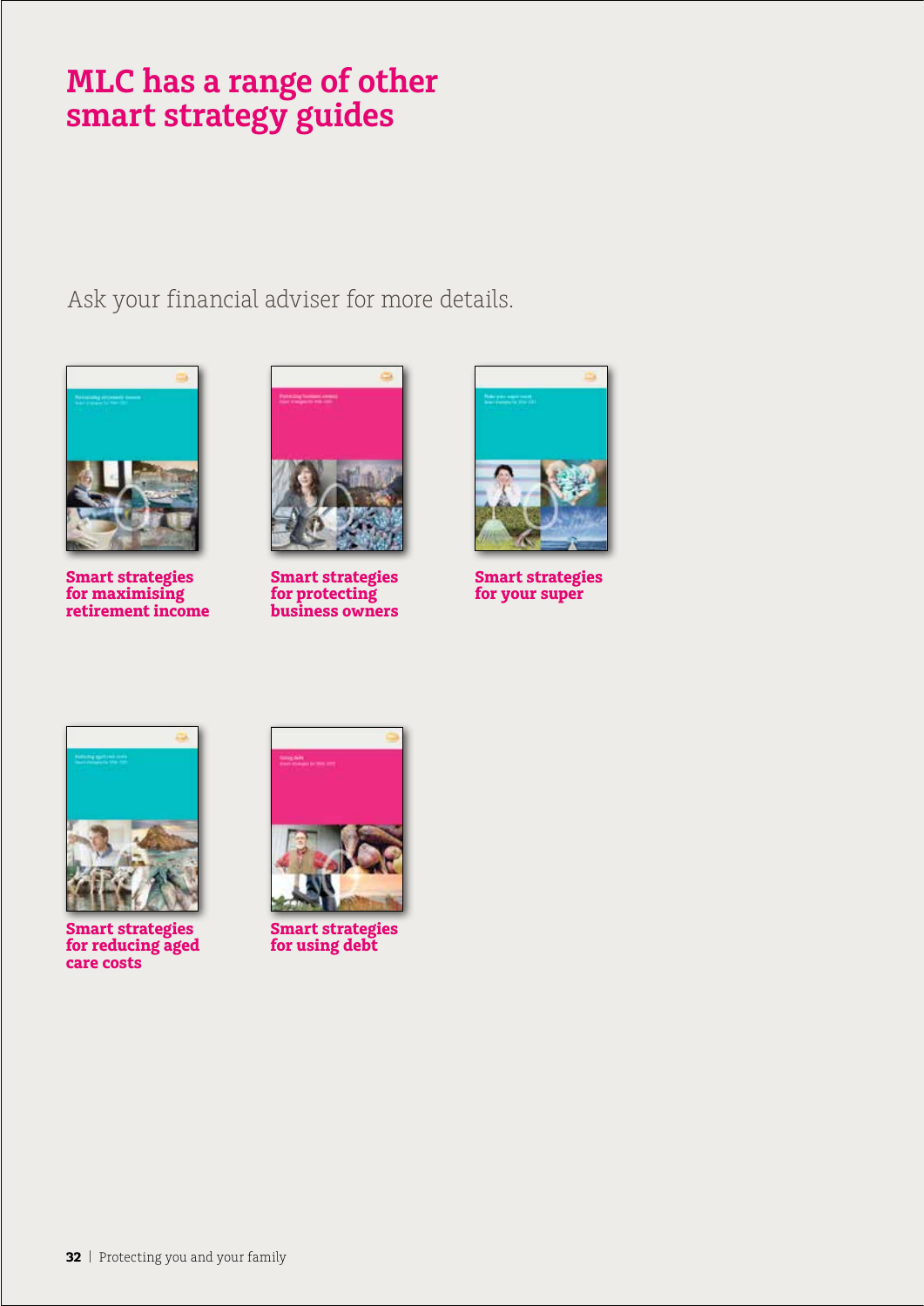# MLC has a range of other smart strategy guides

Ask your financial adviser for more details.

**Smart strategies for maximising retirement income**

**Smart strategies for protecting business owners**

**Smart strategies for your super**

**Smart strategies for reducing aged care costs**

**Smart strategies for using debt**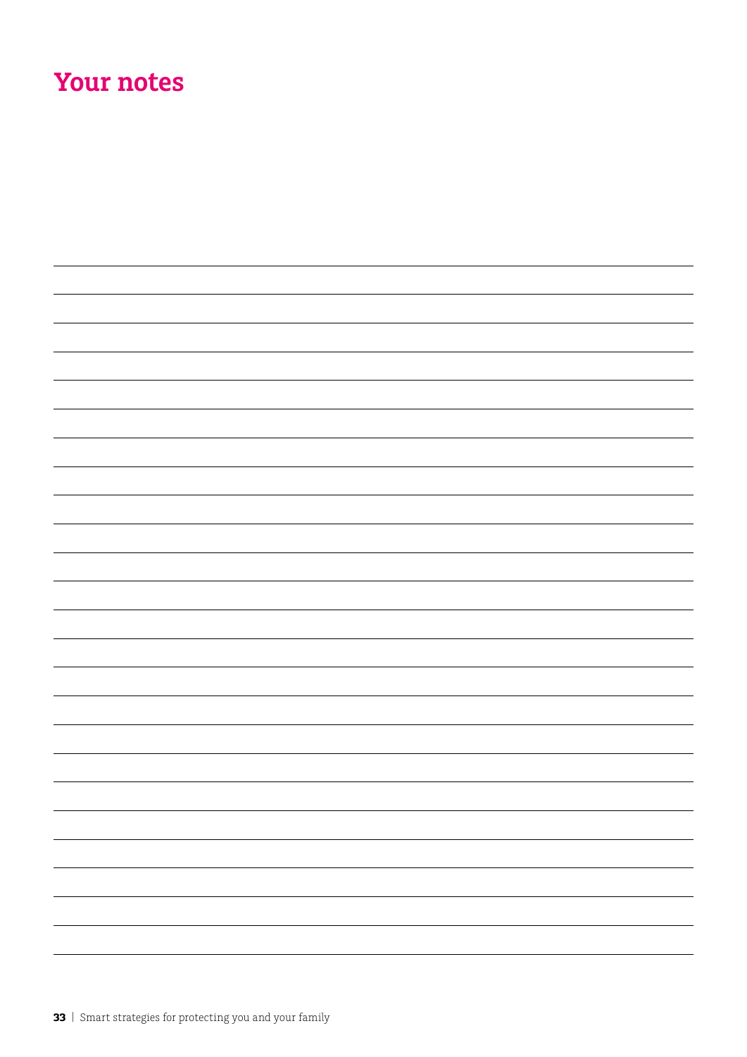# Your notes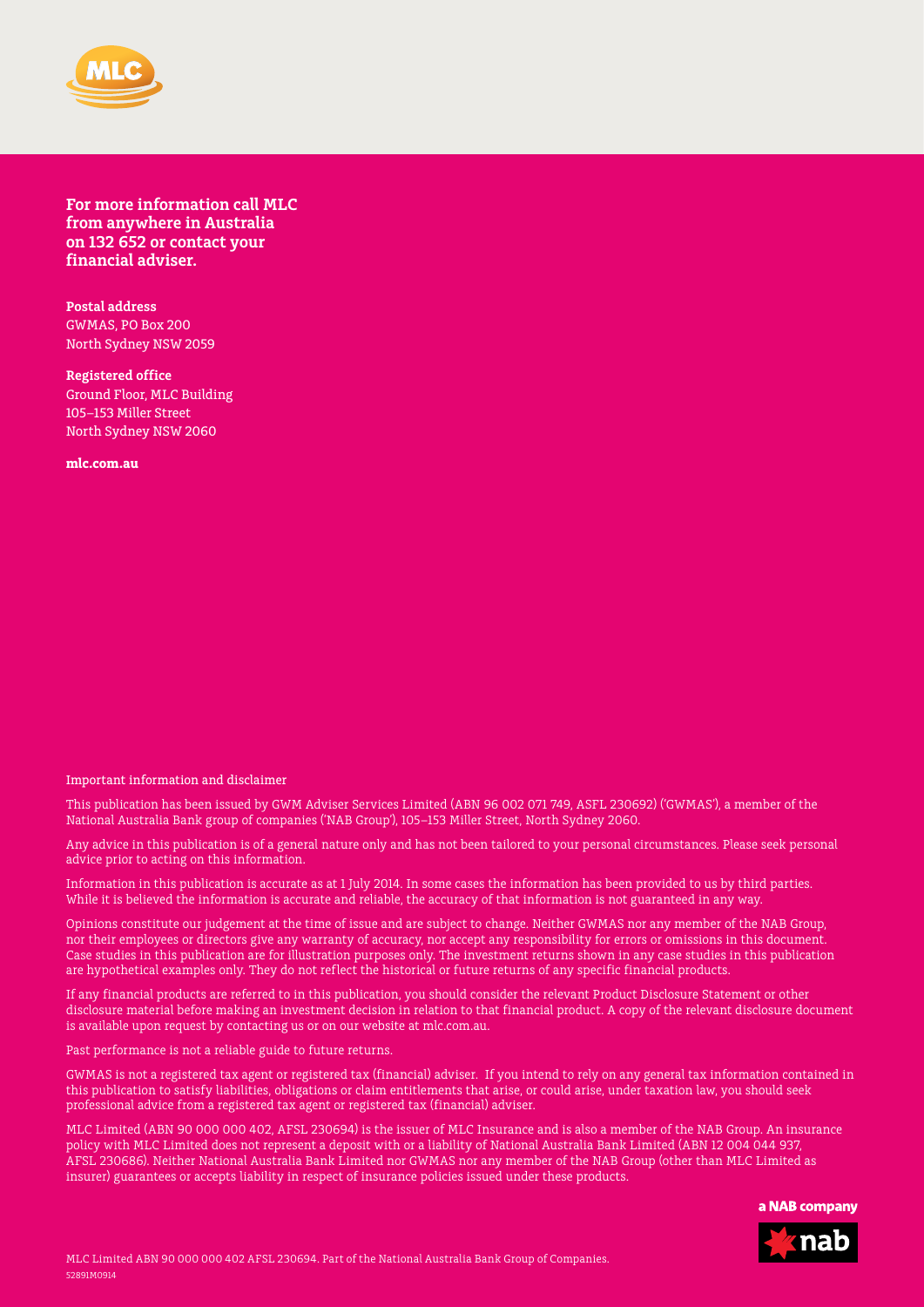**For more information call MLC from anywhere in Australia on 132 652 or contact your financial adviser.**

**Postal address**
GWMAS, PO Box 200
North Sydney NSW 2059

**Registered office**
Ground Floor, MLC Building
105–153 Miller Street
North Sydney NSW 2060

**mlc.com.au**

Important information and disclaimer

This publication has been issued by GWM Adviser Services Limited (ABN 96 002 071 749, ASFL 230692) ('GWMAS'), a member of the National Australia Bank group of companies ('NAB Group'), 105–153 Miller Street, North Sydney 2060.

Any advice in this publication is of a general nature only and has not been tailored to your personal circumstances. Please seek personal advice prior to acting on this information.

Information in this publication is accurate as at 1 July 2014. In some cases the information has been provided to us by third parties. While it is believed the information is accurate and reliable, the accuracy of that information is not guaranteed in any way.

Opinions constitute our judgement at the time of issue and are subject to change. Neither GWMAS nor any member of the NAB Group, nor their employees or directors give any warranty of accuracy, nor accept any responsibility for errors or omissions in this document. Case studies in this publication are for illustration purposes only. The investment returns shown in any case studies in this publication are hypothetical examples only. They do not reflect the historical or future returns of any specific financial products.

If any financial products are referred to in this publication, you should consider the relevant Product Disclosure Statement or other disclosure material before making an investment decision in relation to that financial product. A copy of the relevant disclosure document is available upon request by contacting us or on our website at mlc.com.au.

Past performance is not a reliable guide to future returns.

GWMAS is not a registered tax agent or registered tax (financial) adviser. If you intend to rely on any general tax information contained in this publication to satisfy liabilities, obligations or claim entitlements that arise, or could arise, under taxation law, you should seek professional advice from a registered tax agent or registered tax (financial) adviser.

MLC Limited (ABN 90 000 000 402, AFSL 230694) is the issuer of MLC Insurance and is also a member of the NAB Group. An insurance policy with MLC Limited does not represent a deposit with or a liability of National Australia Bank Limited (ABN 12 004 044 937, AFSL 230686). Neither National Australia Bank Limited nor GWMAS nor any member of the NAB Group (other than MLC Limited as insurer) guarantees or accepts liability in respect of insurance policies issued under these products.

a NAB company

MLC Limited ABN 90 000 000 402 AFSL 230694. Part of the National Australia Bank Group of Companies.
52891M0914